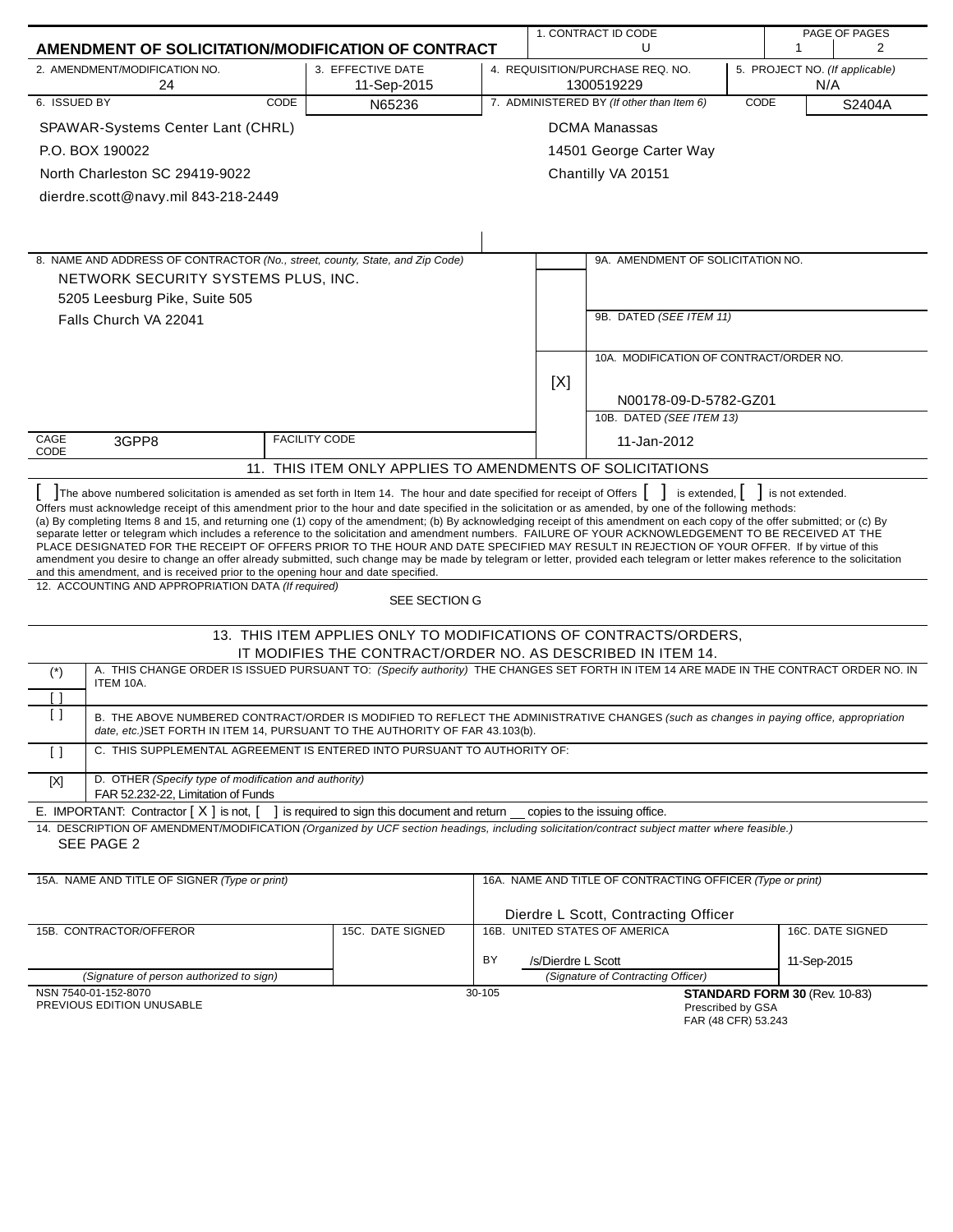# AMENDMENT OF SOLICITATION/MODIFICATION OF CONTRACT

| 1. CONTRACT ID CODE | PAGE OF PAGES |
|---|---|
| U | 1 / 2 |

| 2. AMENDMENT/MODIFICATION NO. | 3. EFFECTIVE DATE | 4. REQUISITION/PURCHASE REQ. NO. | 5. PROJECT NO. (If applicable) |
|---|---|---|---|
| 24 | 11-Sep-2015 | 1300519229 | N/A |

**6. ISSUED BY** CODE N65236

SPAWAR-Systems Center Lant (CHRL)
P.O. BOX 190022
North Charleston SC 29419-9022
dierdre.scott@navy.mil 843-218-2449

**7. ADMINISTERED BY** *(If other than Item 6)* CODE S2404A

DCMA Manassas
14501 George Carter Way
Chantilly VA 20151

**8. NAME AND ADDRESS OF CONTRACTOR** *(No., street, county, State, and Zip Code)*

NETWORK SECURITY SYSTEMS PLUS, INC.
5205 Leesburg Pike, Suite 505
Falls Church VA 22041

CAGE CODE: 3GPP8 FACILITY CODE:

9A. AMENDMENT OF SOLICITATION NO.

9B. DATED *(SEE ITEM 11)*

[X] 10A. MODIFICATION OF CONTRACT/ORDER NO.
N00178-09-D-5782-GZ01

10B. DATED *(SEE ITEM 13)*
11-Jan-2012

## 11. THIS ITEM ONLY APPLIES TO AMENDMENTS OF SOLICITATIONS

[ ] The above numbered solicitation is amended as set forth in Item 14. The hour and date specified for receipt of Offers [ ] is extended, [ ] is not extended.
Offers must acknowledge receipt of this amendment prior to the hour and date specified in the solicitation or as amended, by one of the following methods:
(a) By completing Items 8 and 15, and returning one (1) copy of the amendment; (b) By acknowledging receipt of this amendment on each copy of the offer submitted; or (c) By separate letter or telegram which includes a reference to the solicitation and amendment numbers. FAILURE OF YOUR ACKNOWLEDGEMENT TO BE RECEIVED AT THE PLACE DESIGNATED FOR THE RECEIPT OF OFFERS PRIOR TO THE HOUR AND DATE SPECIFIED MAY RESULT IN REJECTION OF YOUR OFFER. If by virtue of this amendment you desire to change an offer already submitted, such change may be made by telegram or letter, provided each telegram or letter makes reference to the solicitation and this amendment, and is received prior to the opening hour and date specified.

**12. ACCOUNTING AND APPROPRIATION DATA** *(If required)*
SEE SECTION G

## 13. THIS ITEM APPLIES ONLY TO MODIFICATIONS OF CONTRACTS/ORDERS, IT MODIFIES THE CONTRACT/ORDER NO. AS DESCRIBED IN ITEM 14.

| | |
|---|---|
| (*) [ ] | A. THIS CHANGE ORDER IS ISSUED PURSUANT TO: *(Specify authority)* THE CHANGES SET FORTH IN ITEM 14 ARE MADE IN THE CONTRACT ORDER NO. IN ITEM 10A. |
| [ ] | B. THE ABOVE NUMBERED CONTRACT/ORDER IS MODIFIED TO REFLECT THE ADMINISTRATIVE CHANGES *(such as changes in paying office, appropriation date, etc.)* SET FORTH IN ITEM 14, PURSUANT TO THE AUTHORITY OF FAR 43.103(b). |
| [ ] | C. THIS SUPPLEMENTAL AGREEMENT IS ENTERED INTO PURSUANT TO AUTHORITY OF: |
| [X] | D. OTHER *(Specify type of modification and authority)* FAR 52.232-22, Limitation of Funds |

E. IMPORTANT: Contractor [ X ] is not, [ ] is required to sign this document and return __ copies to the issuing office.

**14. DESCRIPTION OF AMENDMENT/MODIFICATION** *(Organized by UCF section headings, including solicitation/contract subject matter where feasible.)*
SEE PAGE 2

| 15A. NAME AND TITLE OF SIGNER *(Type or print)* | | 16A. NAME AND TITLE OF CONTRACTING OFFICER *(Type or print)* | |
|---|---|---|---|
| | | Dierdre L Scott, Contracting Officer | |
| 15B. CONTRACTOR/OFFEROR | 15C. DATE SIGNED | 16B. UNITED STATES OF AMERICA | 16C. DATE SIGNED |
| | | BY /s/Dierdre L Scott | 11-Sep-2015 |
| *(Signature of person authorized to sign)* | | *(Signature of Contracting Officer)* | |

NSN 7540-01-152-8070
PREVIOUS EDITION UNUSABLE
30-105
**STANDARD FORM 30** (Rev. 10-83)
Prescribed by GSA
FAR (48 CFR) 53.243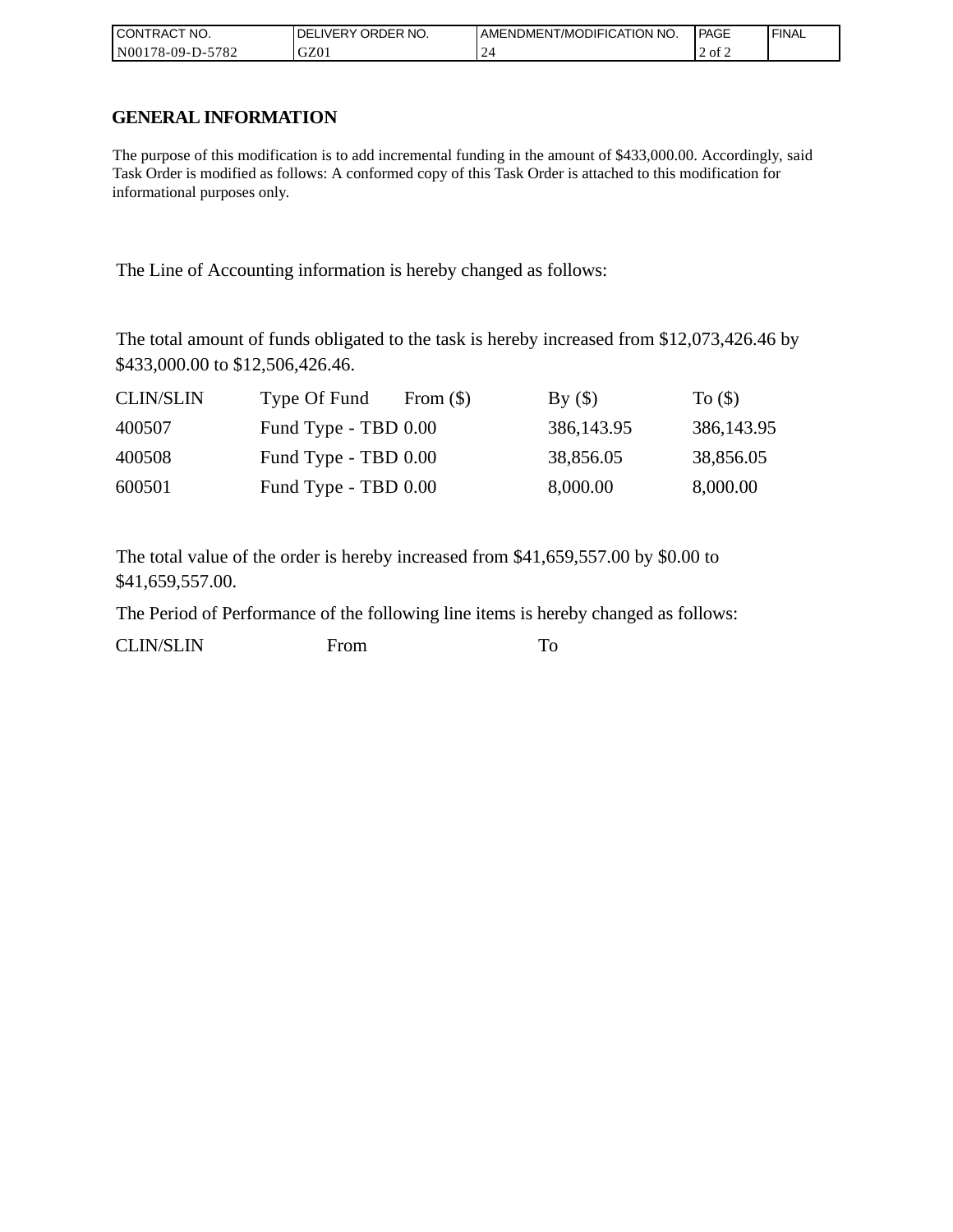| CONTRACT NO. | DELIVERY ORDER NO. | AMENDMENT/MODIFICATION NO. | PAGE | FINAL |
| --- | --- | --- | --- | --- |
| N00178-09-D-5782 | GZ01 | 24 | 2 of 2 | |

## GENERAL INFORMATION

The purpose of this modification is to add incremental funding in the amount of $433,000.00. Accordingly, said Task Order is modified as follows: A conformed copy of this Task Order is attached to this modification for informational purposes only.

The Line of Accounting information is hereby changed as follows:

The total amount of funds obligated to the task is hereby increased from $12,073,426.46 by $433,000.00 to $12,506,426.46.

| CLIN/SLIN | Type Of Fund | From ($) | By ($) | To ($) |
| --- | --- | --- | --- | --- |
| 400507 | Fund Type - TBD | 0.00 | 386,143.95 | 386,143.95 |
| 400508 | Fund Type - TBD | 0.00 | 38,856.05 | 38,856.05 |
| 600501 | Fund Type - TBD | 0.00 | 8,000.00 | 8,000.00 |

The total value of the order is hereby increased from $41,659,557.00 by $0.00 to $41,659,557.00.

The Period of Performance of the following line items is hereby changed as follows:

| CLIN/SLIN | From | To |
| --- | --- | --- |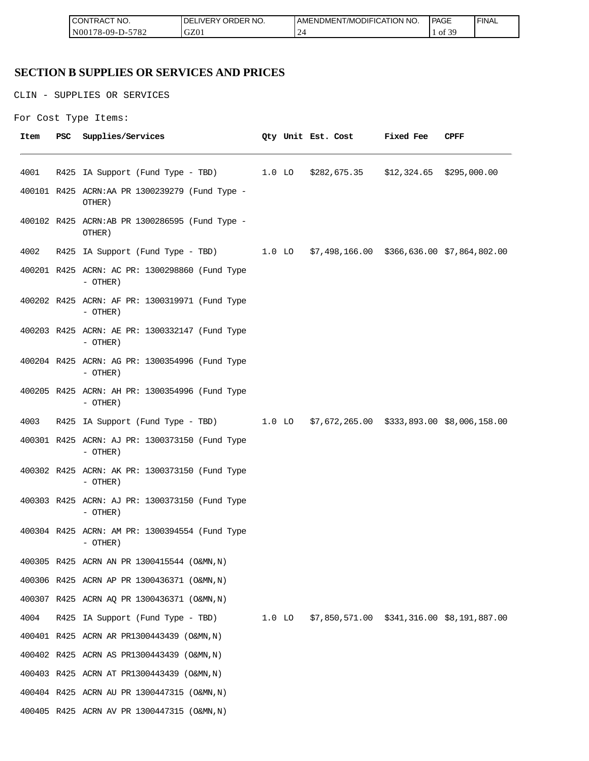## SECTION B SUPPLIES OR SERVICES AND PRICES

CLIN - SUPPLIES OR SERVICES

For Cost Type Items:

| Item | PSC | Supplies/Services | Qty | Unit | Est. Cost | Fixed Fee | CPFF |
|---|---|---|---|---|---|---|---|
| 4001 | R425 | IA Support (Fund Type - TBD) | 1.0 | LO | $282,675.35 | $12,324.65 | $295,000.00 |
| 400101 | R425 | ACRN:AA PR 1300239279 (Fund Type - OTHER) | | | | | |
| 400102 | R425 | ACRN:AB PR 1300286595 (Fund Type - OTHER) | | | | | |
| 4002 | R425 | IA Support (Fund Type - TBD) | 1.0 | LO | $7,498,166.00 | $366,636.00 | $7,864,802.00 |
| 400201 | R425 | ACRN: AC PR: 1300298860 (Fund Type - OTHER) | | | | | |
| 400202 | R425 | ACRN: AF PR: 1300319971 (Fund Type - OTHER) | | | | | |
| 400203 | R425 | ACRN: AE PR: 1300332147 (Fund Type - OTHER) | | | | | |
| 400204 | R425 | ACRN: AG PR: 1300354996 (Fund Type - OTHER) | | | | | |
| 400205 | R425 | ACRN: AH PR: 1300354996 (Fund Type - OTHER) | | | | | |
| 4003 | R425 | IA Support (Fund Type - TBD) | 1.0 | LO | $7,672,265.00 | $333,893.00 | $8,006,158.00 |
| 400301 | R425 | ACRN: AJ PR: 1300373150 (Fund Type - OTHER) | | | | | |
| 400302 | R425 | ACRN: AK PR: 1300373150 (Fund Type - OTHER) | | | | | |
| 400303 | R425 | ACRN: AJ PR: 1300373150 (Fund Type - OTHER) | | | | | |
| 400304 | R425 | ACRN: AM PR: 1300394554 (Fund Type - OTHER) | | | | | |
| 400305 | R425 | ACRN AN PR 1300415544 (O&MN,N) | | | | | |
| 400306 | R425 | ACRN AP PR 1300436371 (O&MN,N) | | | | | |
| 400307 | R425 | ACRN AQ PR 1300436371 (O&MN,N) | | | | | |
| 4004 | R425 | IA Support (Fund Type - TBD) | 1.0 | LO | $7,850,571.00 | $341,316.00 | $8,191,887.00 |
| 400401 | R425 | ACRN AR PR1300443439 (O&MN,N) | | | | | |
| 400402 | R425 | ACRN AS PR1300443439 (O&MN,N) | | | | | |
| 400403 | R425 | ACRN AT PR1300443439 (O&MN,N) | | | | | |
| 400404 | R425 | ACRN AU PR 1300447315 (O&MN,N) | | | | | |
| 400405 | R425 | ACRN AV PR 1300447315 (O&MN,N) | | | | | |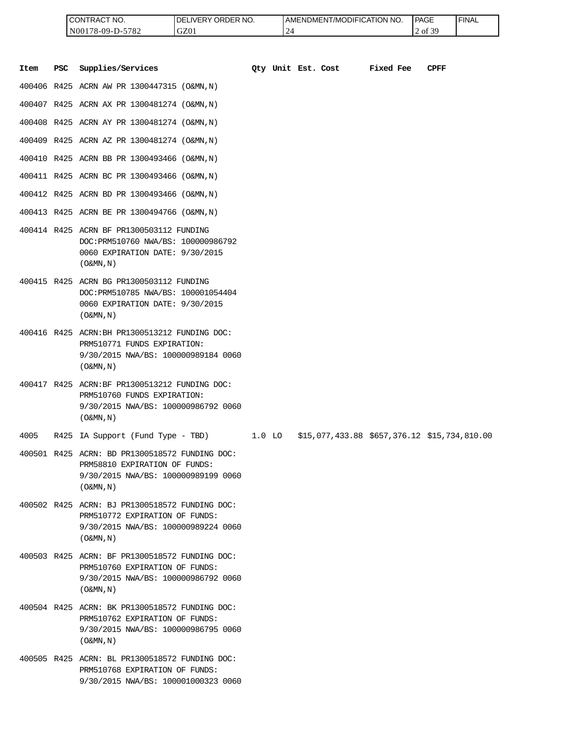| Item | PSC | Supplies/Services | Qty | Unit | Est. Cost | Fixed Fee | CPFF |
|---|---|---|---|---|---|---|---|
| 400406 | R425 | ACRN AW PR 1300447315 (O&MN,N) | | | | | |
| 400407 | R425 | ACRN AX PR 1300481274 (O&MN,N) | | | | | |
| 400408 | R425 | ACRN AY PR 1300481274 (O&MN,N) | | | | | |
| 400409 | R425 | ACRN AZ PR 1300481274 (O&MN,N) | | | | | |
| 400410 | R425 | ACRN BB PR 1300493466 (O&MN,N) | | | | | |
| 400411 | R425 | ACRN BC PR 1300493466 (O&MN,N) | | | | | |
| 400412 | R425 | ACRN BD PR 1300493466 (O&MN,N) | | | | | |
| 400413 | R425 | ACRN BE PR 1300494766 (O&MN,N) | | | | | |
| 400414 | R425 | ACRN BF PR1300503112 FUNDING DOC:PRM510760 NWA/BS: 100000986792 0060 EXPIRATION DATE: 9/30/2015 (O&MN,N) | | | | | |
| 400415 | R425 | ACRN BG PR1300503112 FUNDING DOC:PRM510785 NWA/BS: 100001054404 0060 EXPIRATION DATE: 9/30/2015 (O&MN,N) | | | | | |
| 400416 | R425 | ACRN:BH PR1300513212 FUNDING DOC: PRM510771 FUNDS EXPIRATION: 9/30/2015 NWA/BS: 100000989184 0060 (O&MN,N) | | | | | |
| 400417 | R425 | ACRN:BF PR1300513212 FUNDING DOC: PRM510760 FUNDS EXPIRATION: 9/30/2015 NWA/BS: 100000986792 0060 (O&MN,N) | | | | | |
| 4005 | R425 | IA Support (Fund Type - TBD) | 1.0 | LO | $15,077,433.88 | $657,376.12 | $15,734,810.00 |
| 400501 | R425 | ACRN: BD PR1300518572 FUNDING DOC: PRM58810 EXPIRATION OF FUNDS: 9/30/2015 NWA/BS: 100000989199 0060 (O&MN,N) | | | | | |
| 400502 | R425 | ACRN: BJ PR1300518572 FUNDING DOC: PRM510772 EXPIRATION OF FUNDS: 9/30/2015 NWA/BS: 100000989224 0060 (O&MN,N) | | | | | |
| 400503 | R425 | ACRN: BF PR1300518572 FUNDING DOC: PRM510760 EXPIRATION OF FUNDS: 9/30/2015 NWA/BS: 100000986792 0060 (O&MN,N) | | | | | |
| 400504 | R425 | ACRN: BK PR1300518572 FUNDING DOC: PRM510762 EXPIRATION OF FUNDS: 9/30/2015 NWA/BS: 100000986795 0060 (O&MN,N) | | | | | |
| 400505 | R425 | ACRN: BL PR1300518572 FUNDING DOC: PRM510768 EXPIRATION OF FUNDS: 9/30/2015 NWA/BS: 100001000323 0060 | | | | | |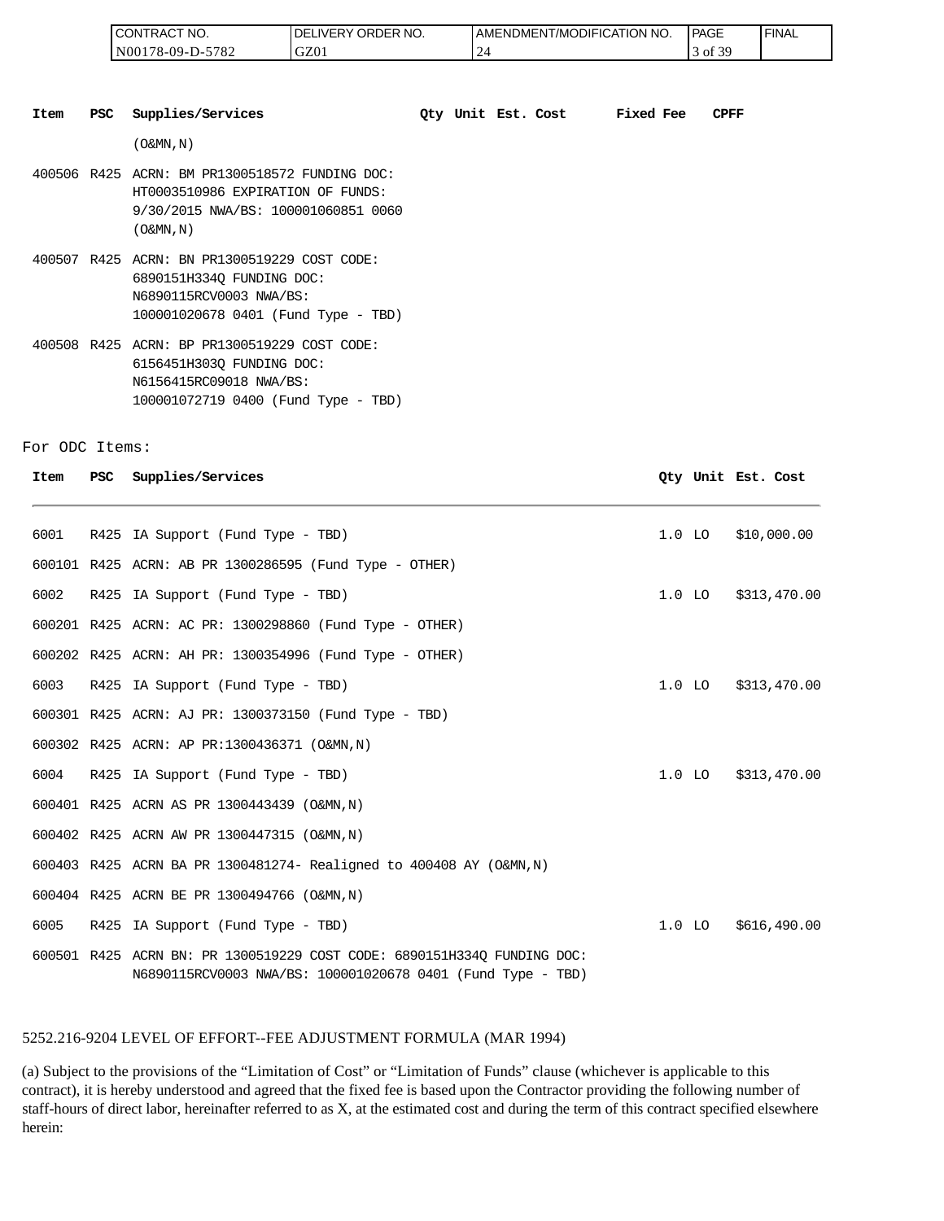| Item | PSC | Supplies/Services | Qty | Unit | Est. Cost | Fixed Fee | CPFF |
|---|---|---|---|---|---|---|---|
| | | (O&MN,N) | | | | | |
| 400506 | R425 | ACRN: BM PR1300518572 FUNDING DOC: HT0003510986 EXPIRATION OF FUNDS: 9/30/2015 NWA/BS: 100001060851 0060 (O&MN,N) | | | | | |
| 400507 | R425 | ACRN: BN PR1300519229 COST CODE: 6890151H334Q FUNDING DOC: N6890115RCV0003 NWA/BS: 100001020678 0401 (Fund Type - TBD) | | | | | |
| 400508 | R425 | ACRN: BP PR1300519229 COST CODE: 6156451H303Q FUNDING DOC: N6156415RC09018 NWA/BS: 100001072719 0400 (Fund Type - TBD) | | | | | |

For ODC Items:

| Item | PSC | Supplies/Services | Qty | Unit | Est. Cost |
|---|---|---|---|---|---|
| 6001 | R425 | IA Support (Fund Type - TBD) | 1.0 | LO | $10,000.00 |
| 600101 | R425 | ACRN: AB PR 1300286595 (Fund Type - OTHER) | | | |
| 6002 | R425 | IA Support (Fund Type - TBD) | 1.0 | LO | $313,470.00 |
| 600201 | R425 | ACRN: AC PR: 1300298860 (Fund Type - OTHER) | | | |
| 600202 | R425 | ACRN: AH PR: 1300354996 (Fund Type - OTHER) | | | |
| 6003 | R425 | IA Support (Fund Type - TBD) | 1.0 | LO | $313,470.00 |
| 600301 | R425 | ACRN: AJ PR: 1300373150 (Fund Type - TBD) | | | |
| 600302 | R425 | ACRN: AP PR:1300436371 (O&MN,N) | | | |
| 6004 | R425 | IA Support (Fund Type - TBD) | 1.0 | LO | $313,470.00 |
| 600401 | R425 | ACRN AS PR 1300443439 (O&MN,N) | | | |
| 600402 | R425 | ACRN AW PR 1300447315 (O&MN,N) | | | |
| 600403 | R425 | ACRN BA PR 1300481274- Realigned to 400408 AY (O&MN,N) | | | |
| 600404 | R425 | ACRN BE PR 1300494766 (O&MN,N) | | | |
| 6005 | R425 | IA Support (Fund Type - TBD) | 1.0 | LO | $616,490.00 |
| 600501 | R425 | ACRN BN: PR 1300519229 COST CODE: 6890151H334Q FUNDING DOC: N6890115RCV0003 NWA/BS: 100001020678 0401 (Fund Type - TBD) | | | |

5252.216-9204 LEVEL OF EFFORT--FEE ADJUSTMENT FORMULA (MAR 1994)

(a) Subject to the provisions of the "Limitation of Cost" or "Limitation of Funds" clause (whichever is applicable to this contract), it is hereby understood and agreed that the fixed fee is based upon the Contractor providing the following number of staff-hours of direct labor, hereinafter referred to as X, at the estimated cost and during the term of this contract specified elsewhere herein: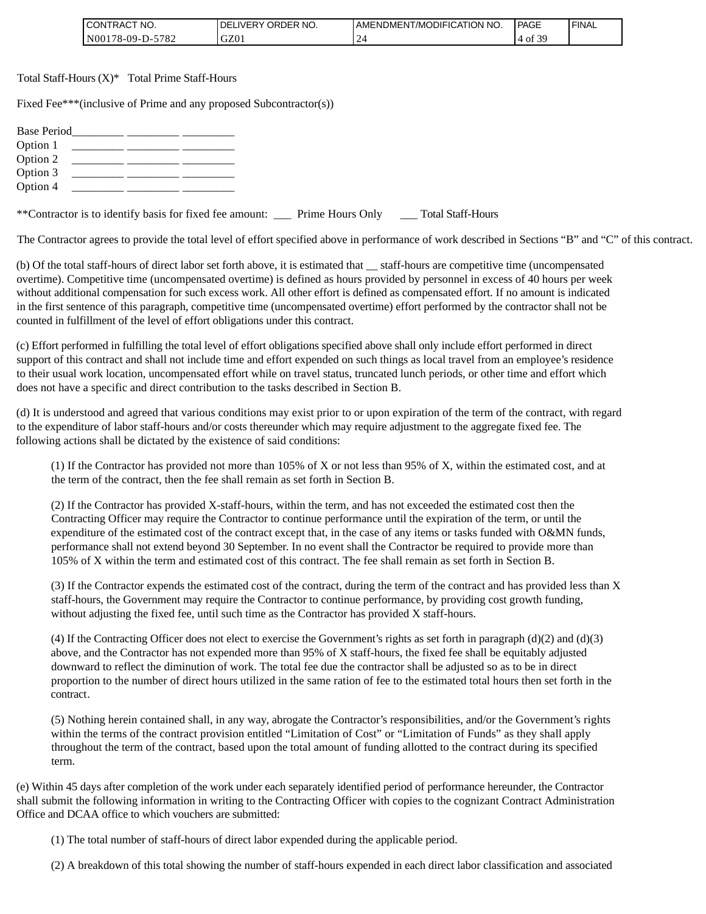Total Staff-Hours (X)* Total Prime Staff-Hours

Fixed Fee***(inclusive of Prime and any proposed Subcontractor(s))

Base Period_________ _________ _________
Option 1 _________ _________ _________
Option 2 _________ _________ _________
Option 3 _________ _________ _________
Option 4 _________ _________ _________

**Contractor is to identify basis for fixed fee amount: ___ Prime Hours Only ___ Total Staff-Hours

The Contractor agrees to provide the total level of effort specified above in performance of work described in Sections "B" and "C" of this contract.

(b) Of the total staff-hours of direct labor set forth above, it is estimated that __ staff-hours are competitive time (uncompensated overtime). Competitive time (uncompensated overtime) is defined as hours provided by personnel in excess of 40 hours per week without additional compensation for such excess work. All other effort is defined as compensated effort. If no amount is indicated in the first sentence of this paragraph, competitive time (uncompensated overtime) effort performed by the contractor shall not be counted in fulfillment of the level of effort obligations under this contract.

(c) Effort performed in fulfilling the total level of effort obligations specified above shall only include effort performed in direct support of this contract and shall not include time and effort expended on such things as local travel from an employee's residence to their usual work location, uncompensated effort while on travel status, truncated lunch periods, or other time and effort which does not have a specific and direct contribution to the tasks described in Section B.

(d) It is understood and agreed that various conditions may exist prior to or upon expiration of the term of the contract, with regard to the expenditure of labor staff-hours and/or costs thereunder which may require adjustment to the aggregate fixed fee. The following actions shall be dictated by the existence of said conditions:

(1) If the Contractor has provided not more than 105% of X or not less than 95% of X, within the estimated cost, and at the term of the contract, then the fee shall remain as set forth in Section B.

(2) If the Contractor has provided X-staff-hours, within the term, and has not exceeded the estimated cost then the Contracting Officer may require the Contractor to continue performance until the expiration of the term, or until the expenditure of the estimated cost of the contract except that, in the case of any items or tasks funded with O&MN funds, performance shall not extend beyond 30 September. In no event shall the Contractor be required to provide more than 105% of X within the term and estimated cost of this contract. The fee shall remain as set forth in Section B.

(3) If the Contractor expends the estimated cost of the contract, during the term of the contract and has provided less than X staff-hours, the Government may require the Contractor to continue performance, by providing cost growth funding, without adjusting the fixed fee, until such time as the Contractor has provided X staff-hours.

(4) If the Contracting Officer does not elect to exercise the Government's rights as set forth in paragraph (d)(2) and (d)(3) above, and the Contractor has not expended more than 95% of X staff-hours, the fixed fee shall be equitably adjusted downward to reflect the diminution of work. The total fee due the contractor shall be adjusted so as to be in direct proportion to the number of direct hours utilized in the same ration of fee to the estimated total hours then set forth in the contract.

(5) Nothing herein contained shall, in any way, abrogate the Contractor's responsibilities, and/or the Government's rights within the terms of the contract provision entitled "Limitation of Cost" or "Limitation of Funds" as they shall apply throughout the term of the contract, based upon the total amount of funding allotted to the contract during its specified term.

(e) Within 45 days after completion of the work under each separately identified period of performance hereunder, the Contractor shall submit the following information in writing to the Contracting Officer with copies to the cognizant Contract Administration Office and DCAA office to which vouchers are submitted:

(1) The total number of staff-hours of direct labor expended during the applicable period.

(2) A breakdown of this total showing the number of staff-hours expended in each direct labor classification and associated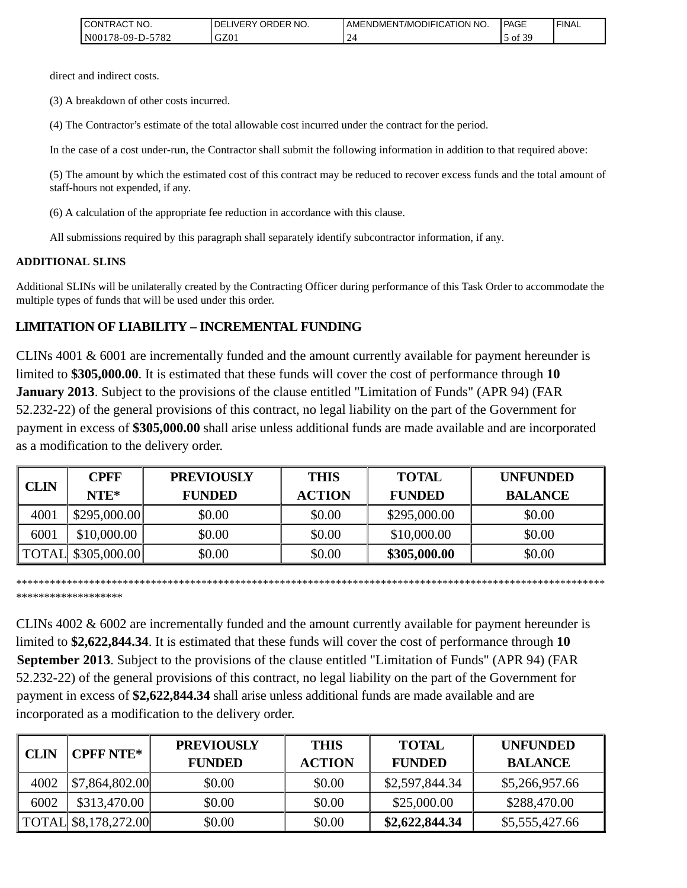direct and indirect costs.

(3) A breakdown of other costs incurred.

(4) The Contractor's estimate of the total allowable cost incurred under the contract for the period.

In the case of a cost under-run, the Contractor shall submit the following information in addition to that required above:

(5) The amount by which the estimated cost of this contract may be reduced to recover excess funds and the total amount of staff-hours not expended, if any.

(6) A calculation of the appropriate fee reduction in accordance with this clause.

All submissions required by this paragraph shall separately identify subcontractor information, if any.

**ADDITIONAL SLINS**

Additional SLINs will be unilaterally created by the Contracting Officer during performance of this Task Order to accommodate the multiple types of funds that will be used under this order.

**LIMITATION OF LIABILITY – INCREMENTAL FUNDING**

CLINs 4001 & 6001 are incrementally funded and the amount currently available for payment hereunder is limited to **$305,000.00**. It is estimated that these funds will cover the cost of performance through **10 January 2013**. Subject to the provisions of the clause entitled "Limitation of Funds" (APR 94) (FAR 52.232-22) of the general provisions of this contract, no legal liability on the part of the Government for payment in excess of **$305,000.00** shall arise unless additional funds are made available and are incorporated as a modification to the delivery order.

| CLIN | CPFF NTE* | PREVIOUSLY FUNDED | THIS ACTION | TOTAL FUNDED | UNFUNDED BALANCE |
|---|---|---|---|---|---|
| 4001 | $295,000.00 | $0.00 | $0.00 | $295,000.00 | $0.00 |
| 6001 | $10,000.00 | $0.00 | $0.00 | $10,000.00 | $0.00 |
| TOTAL | $305,000.00 | $0.00 | $0.00 | **$305,000.00** | $0.00 |

*****************************************************************************************************************************

CLINs 4002 & 6002 are incrementally funded and the amount currently available for payment hereunder is limited to **$2,622,844.34**. It is estimated that these funds will cover the cost of performance through **10 September 2013**. Subject to the provisions of the clause entitled "Limitation of Funds" (APR 94) (FAR 52.232-22) of the general provisions of this contract, no legal liability on the part of the Government for payment in excess of **$2,622,844.34** shall arise unless additional funds are made available and are incorporated as a modification to the delivery order.

| CLIN | CPFF NTE* | PREVIOUSLY FUNDED | THIS ACTION | TOTAL FUNDED | UNFUNDED BALANCE |
|---|---|---|---|---|---|
| 4002 | $7,864,802.00 | $0.00 | $0.00 | $2,597,844.34 | $5,266,957.66 |
| 6002 | $313,470.00 | $0.00 | $0.00 | $25,000.00 | $288,470.00 |
| TOTAL | $8,178,272.00 | $0.00 | $0.00 | **$2,622,844.34** | $5,555,427.66 |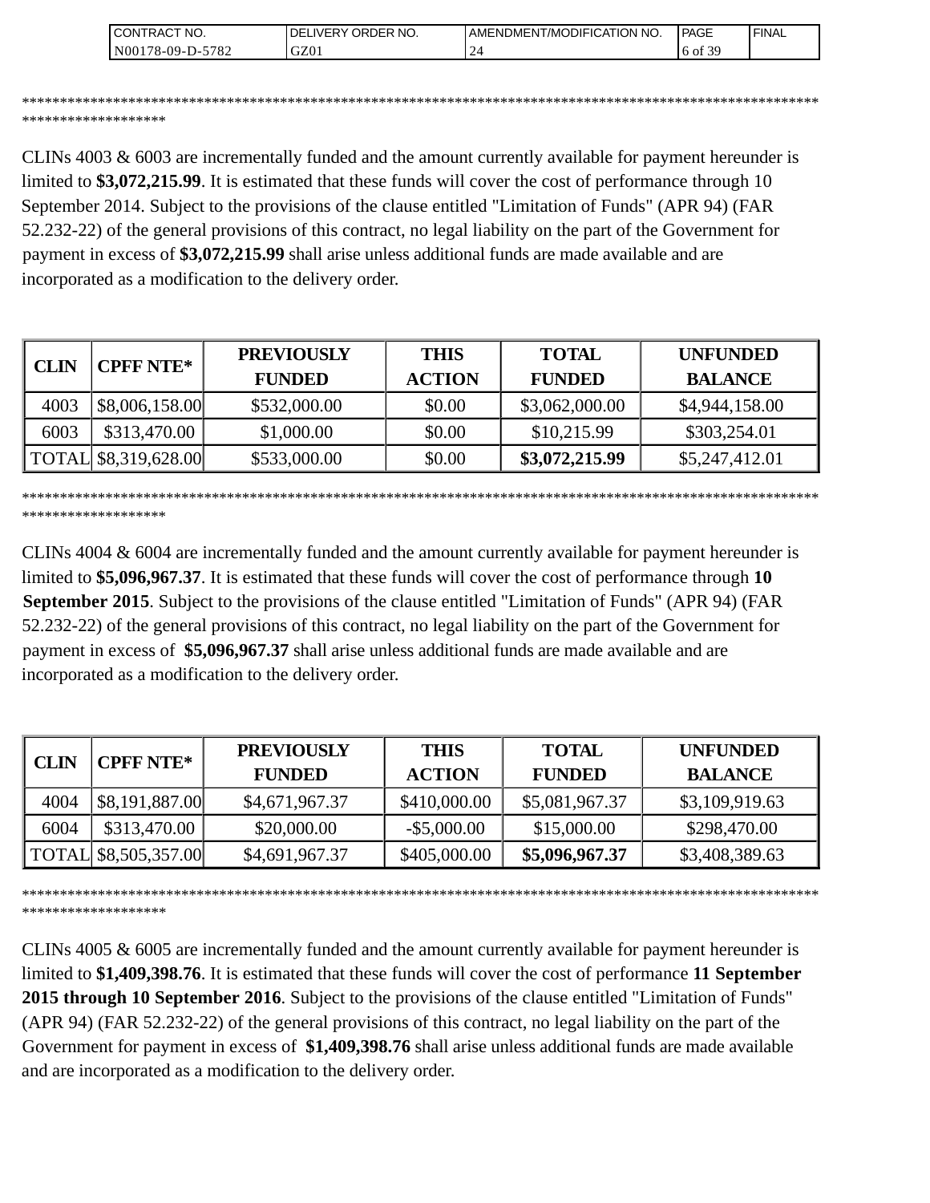************************************************************************************************************************

CLINs 4003 & 6003 are incrementally funded and the amount currently available for payment hereunder is limited to **$3,072,215.99**. It is estimated that these funds will cover the cost of performance through 10 September 2014. Subject to the provisions of the clause entitled "Limitation of Funds" (APR 94) (FAR 52.232-22) of the general provisions of this contract, no legal liability on the part of the Government for payment in excess of **$3,072,215.99** shall arise unless additional funds are made available and are incorporated as a modification to the delivery order.

| CLIN | CPFF NTE* | PREVIOUSLY FUNDED | THIS ACTION | TOTAL FUNDED | UNFUNDED BALANCE |
|---|---|---|---|---|---|
| 4003 | $8,006,158.00 | $532,000.00 | $0.00 | $3,062,000.00 | $4,944,158.00 |
| 6003 | $313,470.00 | $1,000.00 | $0.00 | $10,215.99 | $303,254.01 |
| TOTAL | $8,319,628.00 | $533,000.00 | $0.00 | **$3,072,215.99** | $5,247,412.01 |

************************************************************************************************************************

CLINs 4004 & 6004 are incrementally funded and the amount currently available for payment hereunder is limited to **$5,096,967.37**. It is estimated that these funds will cover the cost of performance through **10 September 2015**. Subject to the provisions of the clause entitled "Limitation of Funds" (APR 94) (FAR 52.232-22) of the general provisions of this contract, no legal liability on the part of the Government for payment in excess of **$5,096,967.37** shall arise unless additional funds are made available and are incorporated as a modification to the delivery order.

| CLIN | CPFF NTE* | PREVIOUSLY FUNDED | THIS ACTION | TOTAL FUNDED | UNFUNDED BALANCE |
|---|---|---|---|---|---|
| 4004 | $8,191,887.00 | $4,671,967.37 | $410,000.00 | $5,081,967.37 | $3,109,919.63 |
| 6004 | $313,470.00 | $20,000.00 | -$5,000.00 | $15,000.00 | $298,470.00 |
| TOTAL | $8,505,357.00 | $4,691,967.37 | $405,000.00 | **$5,096,967.37** | $3,408,389.63 |

************************************************************************************************************************

CLINs 4005 & 6005 are incrementally funded and the amount currently available for payment hereunder is limited to **$1,409,398.76**. It is estimated that these funds will cover the cost of performance **11 September 2015 through 10 September 2016**. Subject to the provisions of the clause entitled "Limitation of Funds" (APR 94) (FAR 52.232-22) of the general provisions of this contract, no legal liability on the part of the Government for payment in excess of **$1,409,398.76** shall arise unless additional funds are made available and are incorporated as a modification to the delivery order.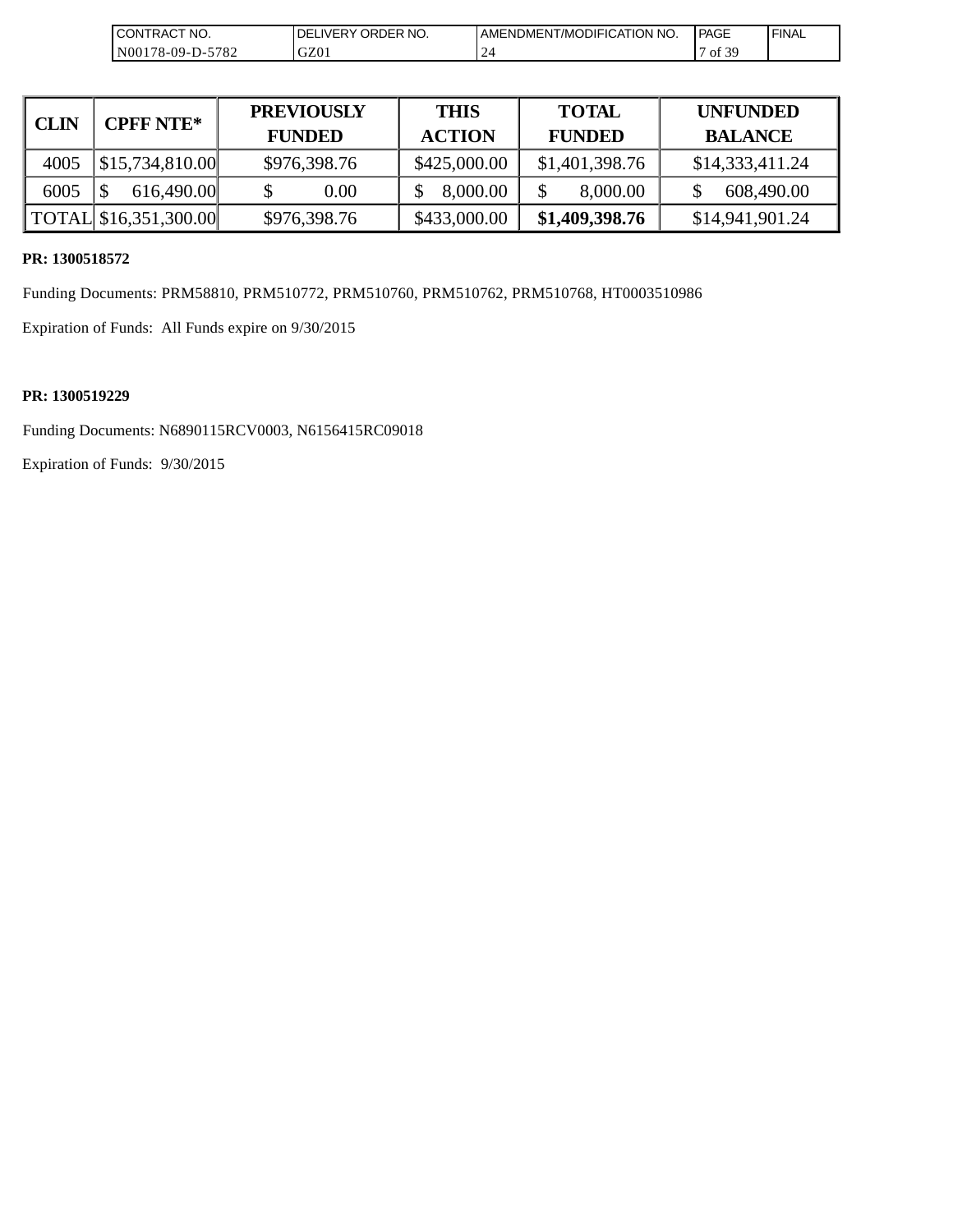| CLIN | CPFF NTE* | PREVIOUSLY FUNDED | THIS ACTION | TOTAL FUNDED | UNFUNDED BALANCE |
|---|---|---|---|---|---|
| 4005 | $15,734,810.00 | $976,398.76 | $425,000.00 | $1,401,398.76 | $14,333,411.24 |
| 6005 | $ 616,490.00 | $ 0.00 | $ 8,000.00 | $ 8,000.00 | $ 608,490.00 |
| TOTAL | $16,351,300.00 | $976,398.76 | $433,000.00 | **$1,409,398.76** | $14,941,901.24 |

**PR: 1300518572**

Funding Documents: PRM58810, PRM510772, PRM510760, PRM510762, PRM510768, HT0003510986

Expiration of Funds: All Funds expire on 9/30/2015

**PR: 1300519229**

Funding Documents: N6890115RCV0003, N6156415RC09018

Expiration of Funds: 9/30/2015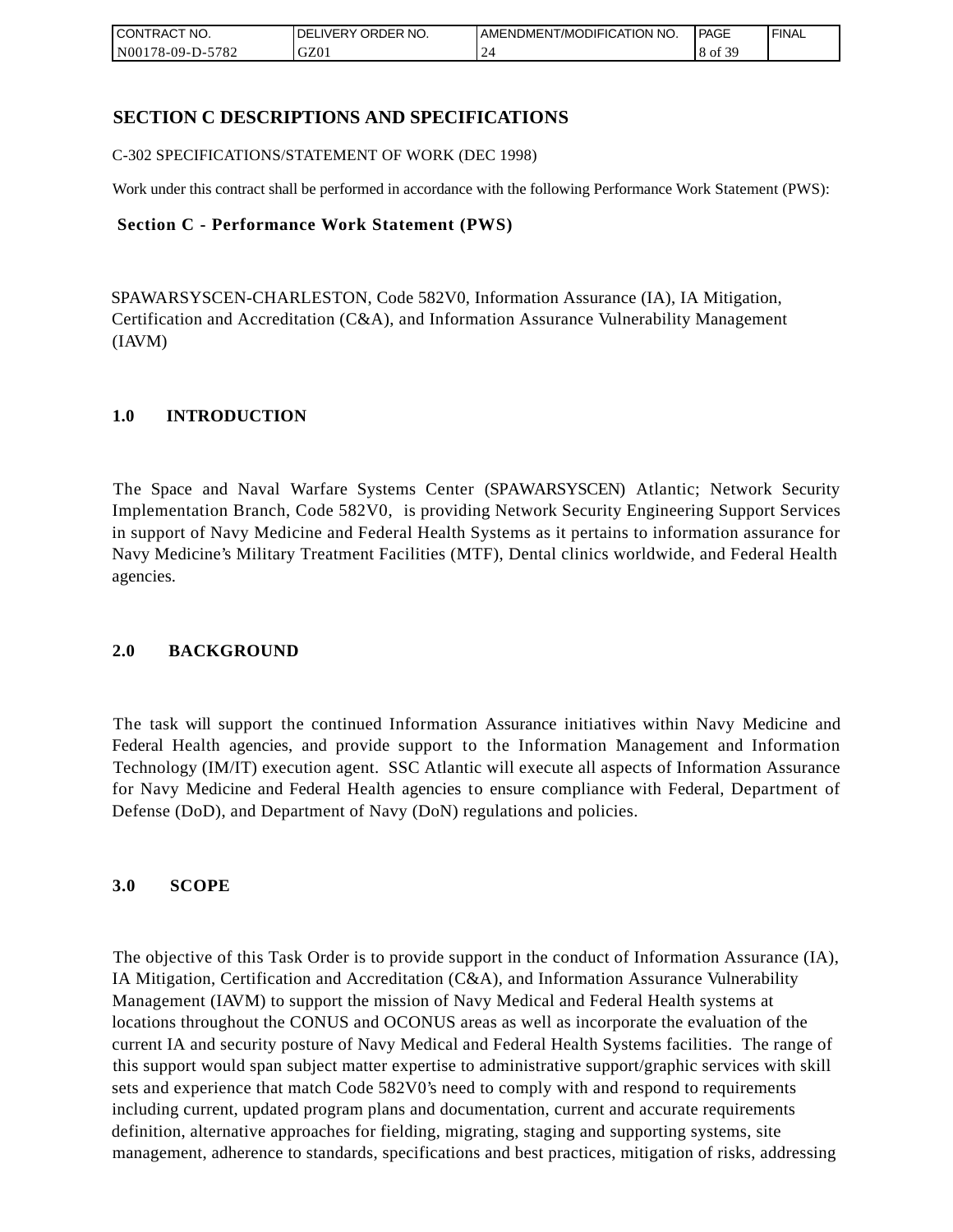# SECTION C DESCRIPTIONS AND SPECIFICATIONS

C-302 SPECIFICATIONS/STATEMENT OF WORK (DEC 1998)

Work under this contract shall be performed in accordance with the following Performance Work Statement (PWS):

## Section C - Performance Work Statement (PWS)

SPAWARSYSCEN-CHARLESTON, Code 582V0, Information Assurance (IA), IA Mitigation, Certification and Accreditation (C&A), and Information Assurance Vulnerability Management (IAVM)

## 1.0 INTRODUCTION

The Space and Naval Warfare Systems Center (SPAWARSYSCEN) Atlantic; Network Security Implementation Branch, Code 582V0, is providing Network Security Engineering Support Services in support of Navy Medicine and Federal Health Systems as it pertains to information assurance for Navy Medicine's Military Treatment Facilities (MTF), Dental clinics worldwide, and Federal Health agencies.

## 2.0 BACKGROUND

The task will support the continued Information Assurance initiatives within Navy Medicine and Federal Health agencies, and provide support to the Information Management and Information Technology (IM/IT) execution agent. SSC Atlantic will execute all aspects of Information Assurance for Navy Medicine and Federal Health agencies to ensure compliance with Federal, Department of Defense (DoD), and Department of Navy (DoN) regulations and policies.

## 3.0 SCOPE

The objective of this Task Order is to provide support in the conduct of Information Assurance (IA), IA Mitigation, Certification and Accreditation (C&A), and Information Assurance Vulnerability Management (IAVM) to support the mission of Navy Medical and Federal Health systems at locations throughout the CONUS and OCONUS areas as well as incorporate the evaluation of the current IA and security posture of Navy Medical and Federal Health Systems facilities. The range of this support would span subject matter expertise to administrative support/graphic services with skill sets and experience that match Code 582V0's need to comply with and respond to requirements including current, updated program plans and documentation, current and accurate requirements definition, alternative approaches for fielding, migrating, staging and supporting systems, site management, adherence to standards, specifications and best practices, mitigation of risks, addressing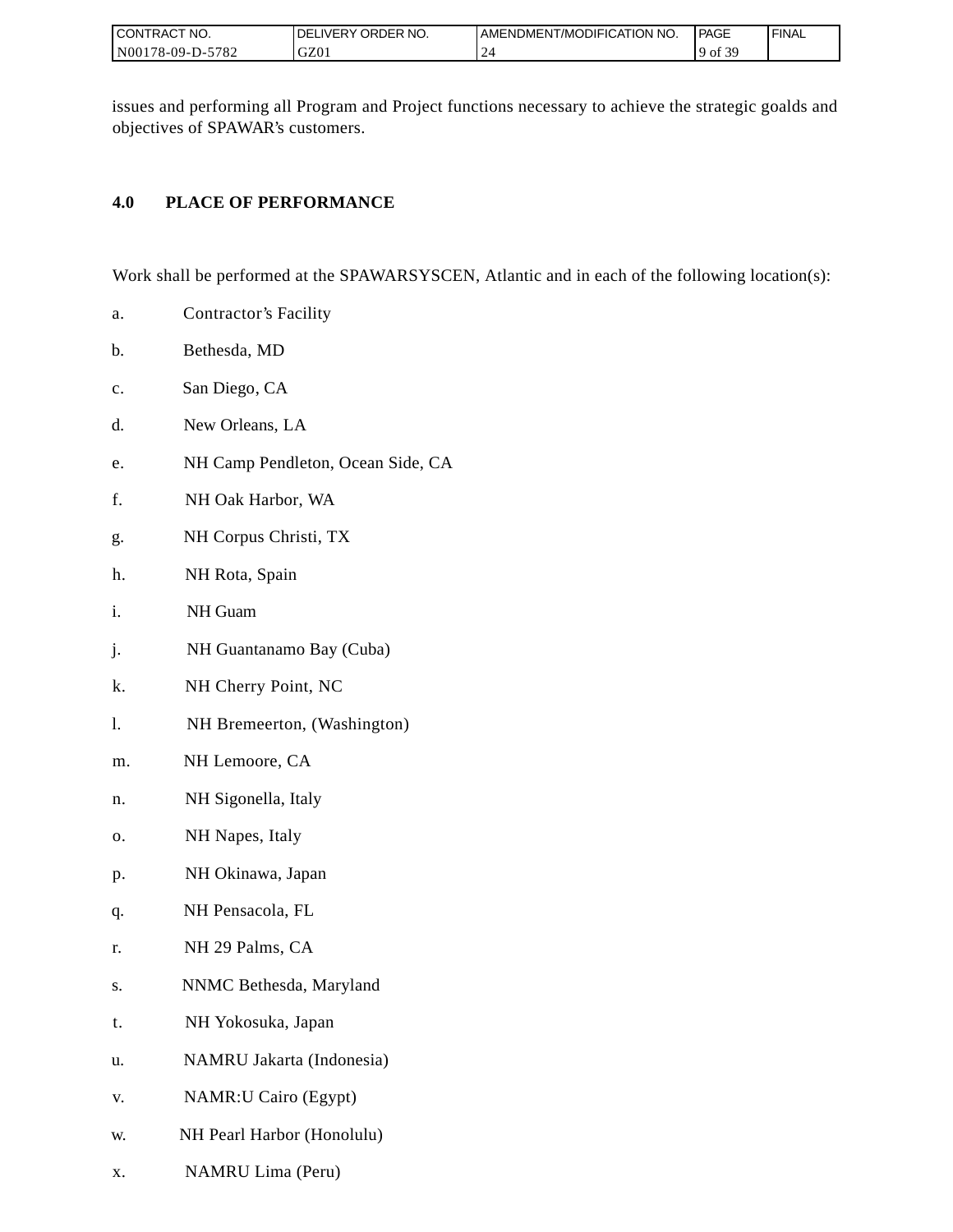issues and performing all Program and Project functions necessary to achieve the strategic goalds and objectives of SPAWAR's customers.

## 4.0 PLACE OF PERFORMANCE

Work shall be performed at the SPAWARSYSCEN, Atlantic and in each of the following location(s):

a. Contractor's Facility

b. Bethesda, MD

c. San Diego, CA

d. New Orleans, LA

e. NH Camp Pendleton, Ocean Side, CA

f. NH Oak Harbor, WA

g. NH Corpus Christi, TX

h. NH Rota, Spain

i. NH Guam

j. NH Guantanamo Bay (Cuba)

k. NH Cherry Point, NC

l. NH Bremeerton, (Washington)

m. NH Lemoore, CA

n. NH Sigonella, Italy

o. NH Napes, Italy

p. NH Okinawa, Japan

q. NH Pensacola, FL

r. NH 29 Palms, CA

s. NNMC Bethesda, Maryland

t. NH Yokosuka, Japan

u. NAMRU Jakarta (Indonesia)

v. NAMR:U Cairo (Egypt)

w. NH Pearl Harbor (Honolulu)

x. NAMRU Lima (Peru)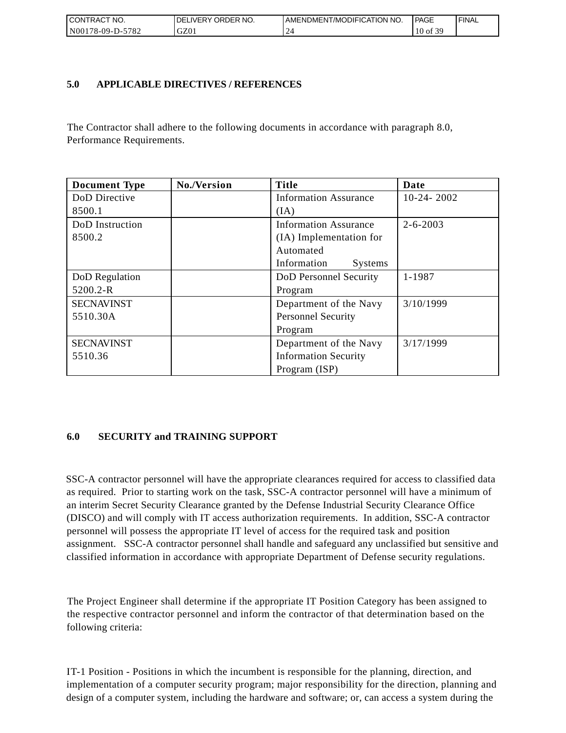## 5.0 APPLICABLE DIRECTIVES / REFERENCES

The Contractor shall adhere to the following documents in accordance with paragraph 8.0, Performance Requirements.

| Document Type | No./Version | Title | Date |
|---|---|---|---|
| DoD Directive 8500.1 | | Information Assurance (IA) | 10-24- 2002 |
| DoD Instruction 8500.2 | | Information Assurance (IA) Implementation for Automated Information Systems | 2-6-2003 |
| DoD Regulation 5200.2-R | | DoD Personnel Security Program | 1-1987 |
| SECNAVINST 5510.30A | | Department of the Navy Personnel Security Program | 3/10/1999 |
| SECNAVINST 5510.36 | | Department of the Navy Information Security Program (ISP) | 3/17/1999 |

## 6.0 SECURITY and TRAINING SUPPORT

SSC-A contractor personnel will have the appropriate clearances required for access to classified data as required. Prior to starting work on the task, SSC-A contractor personnel will have a minimum of an interim Secret Security Clearance granted by the Defense Industrial Security Clearance Office (DISCO) and will comply with IT access authorization requirements. In addition, SSC-A contractor personnel will possess the appropriate IT level of access for the required task and position assignment. SSC-A contractor personnel shall handle and safeguard any unclassified but sensitive and classified information in accordance with appropriate Department of Defense security regulations.

The Project Engineer shall determine if the appropriate IT Position Category has been assigned to the respective contractor personnel and inform the contractor of that determination based on the following criteria:

IT-1 Position - Positions in which the incumbent is responsible for the planning, direction, and implementation of a computer security program; major responsibility for the direction, planning and design of a computer system, including the hardware and software; or, can access a system during the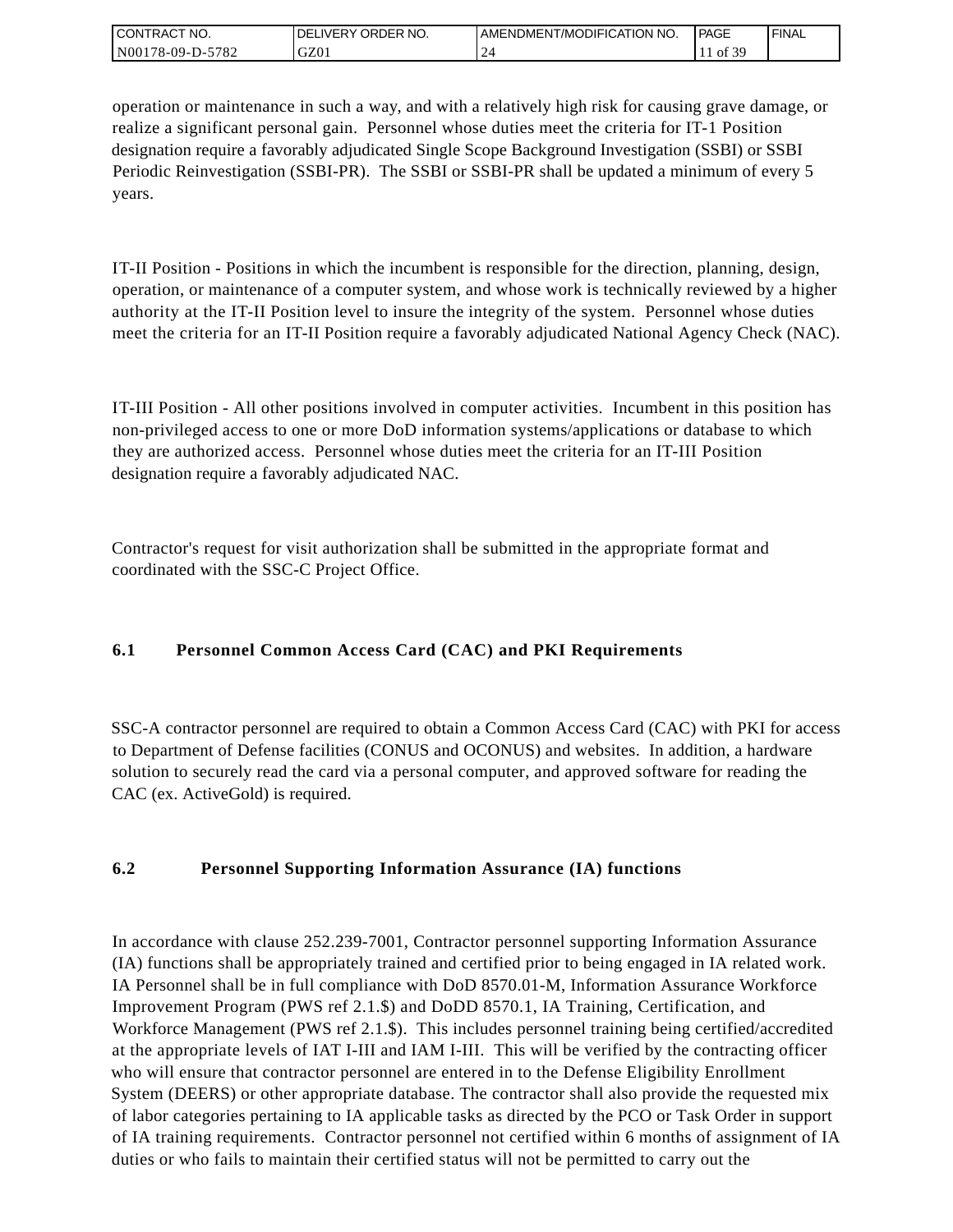operation or maintenance in such a way, and with a relatively high risk for causing grave damage, or realize a significant personal gain.  Personnel whose duties meet the criteria for IT-1 Position designation require a favorably adjudicated Single Scope Background Investigation (SSBI) or SSBI Periodic Reinvestigation (SSBI-PR).  The SSBI or SSBI-PR shall be updated a minimum of every 5 years.

IT-II Position - Positions in which the incumbent is responsible for the direction, planning, design, operation, or maintenance of a computer system, and whose work is technically reviewed by a higher authority at the IT-II Position level to insure the integrity of the system.  Personnel whose duties meet the criteria for an IT-II Position require a favorably adjudicated National Agency Check (NAC).

IT-III Position - All other positions involved in computer activities.  Incumbent in this position has non-privileged access to one or more DoD information systems/applications or database to which they are authorized access.  Personnel whose duties meet the criteria for an IT-III Position designation require a favorably adjudicated NAC.

Contractor's request for visit authorization shall be submitted in the appropriate format and coordinated with the SSC-C Project Office.

### 6.1 Personnel Common Access Card (CAC) and PKI Requirements

SSC-A contractor personnel are required to obtain a Common Access Card (CAC) with PKI for access to Department of Defense facilities (CONUS and OCONUS) and websites.  In addition, a hardware solution to securely read the card via a personal computer, and approved software for reading the CAC (ex. ActiveGold) is required.

### 6.2 Personnel Supporting Information Assurance (IA) functions

In accordance with clause 252.239-7001, Contractor personnel supporting Information Assurance (IA) functions shall be appropriately trained and certified prior to being engaged in IA related work. IA Personnel shall be in full compliance with DoD 8570.01-M, Information Assurance Workforce Improvement Program (PWS ref 2.1.$) and DoDD 8570.1, IA Training, Certification, and Workforce Management (PWS ref 2.1.$).  This includes personnel training being certified/accredited at the appropriate levels of IAT I-III and IAM I-III.  This will be verified by the contracting officer who will ensure that contractor personnel are entered in to the Defense Eligibility Enrollment System (DEERS) or other appropriate database. The contractor shall also provide the requested mix of labor categories pertaining to IA applicable tasks as directed by the PCO or Task Order in support of IA training requirements.  Contractor personnel not certified within 6 months of assignment of IA duties or who fails to maintain their certified status will not be permitted to carry out the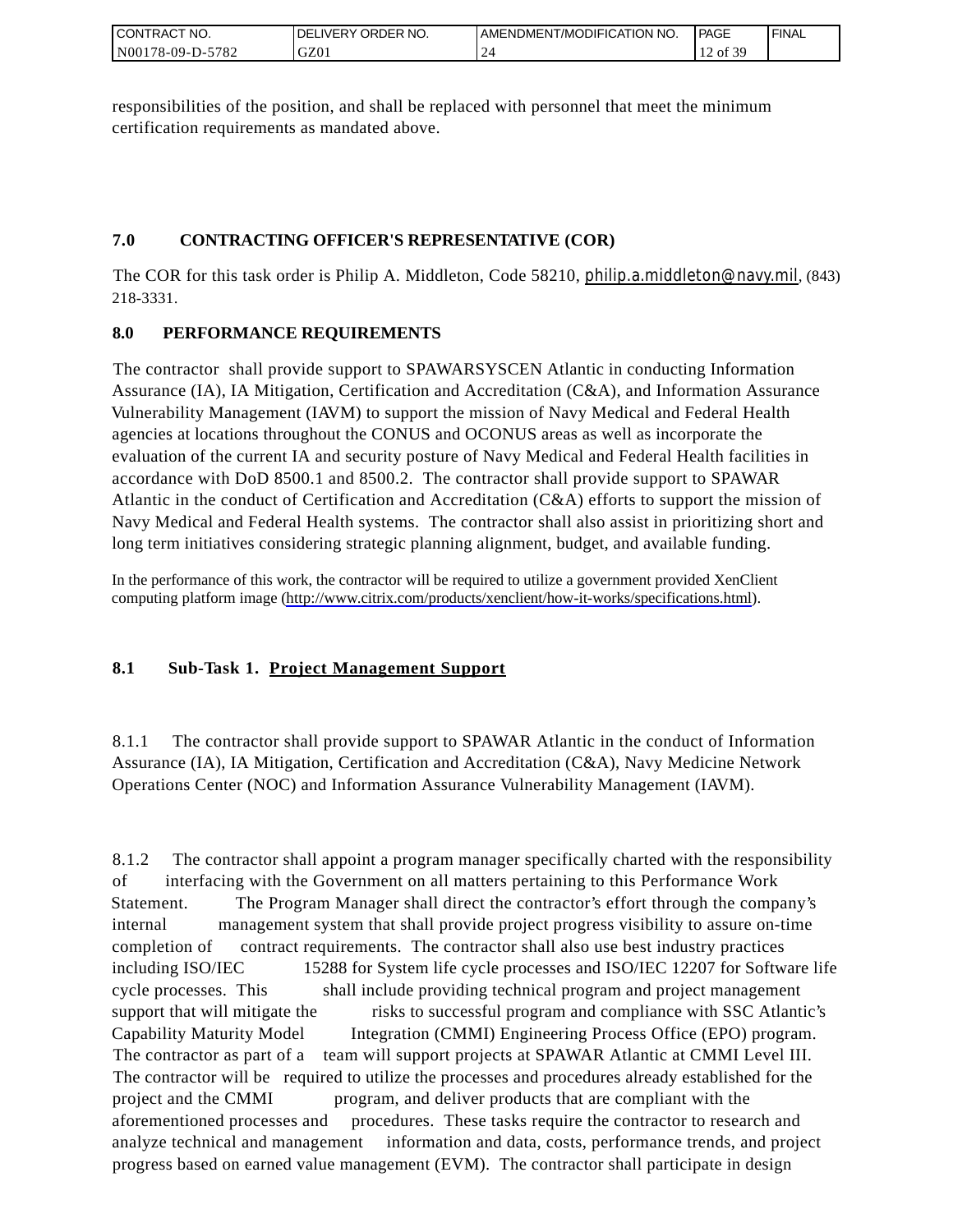responsibilities of the position, and shall be replaced with personnel that meet the minimum certification requirements as mandated above.

## 7.0 CONTRACTING OFFICER'S REPRESENTATIVE (COR)

The COR for this task order is Philip A. Middleton, Code 58210, philip.a.middleton@navy.mil, (843) 218-3331.

## 8.0 PERFORMANCE REQUIREMENTS

The contractor shall provide support to SPAWARSYSCEN Atlantic in conducting Information Assurance (IA), IA Mitigation, Certification and Accreditation (C&A), and Information Assurance Vulnerability Management (IAVM) to support the mission of Navy Medical and Federal Health agencies at locations throughout the CONUS and OCONUS areas as well as incorporate the evaluation of the current IA and security posture of Navy Medical and Federal Health facilities in accordance with DoD 8500.1 and 8500.2. The contractor shall provide support to SPAWAR Atlantic in the conduct of Certification and Accreditation (C&A) efforts to support the mission of Navy Medical and Federal Health systems. The contractor shall also assist in prioritizing short and long term initiatives considering strategic planning alignment, budget, and available funding.

In the performance of this work, the contractor will be required to utilize a government provided XenClient computing platform image (http://www.citrix.com/products/xenclient/how-it-works/specifications.html).

### 8.1 Sub-Task 1. Project Management Support

8.1.1 The contractor shall provide support to SPAWAR Atlantic in the conduct of Information Assurance (IA), IA Mitigation, Certification and Accreditation (C&A), Navy Medicine Network Operations Center (NOC) and Information Assurance Vulnerability Management (IAVM).

8.1.2 The contractor shall appoint a program manager specifically charted with the responsibility of interfacing with the Government on all matters pertaining to this Performance Work Statement. The Program Manager shall direct the contractor's effort through the company's internal management system that shall provide project progress visibility to assure on-time completion of contract requirements. The contractor shall also use best industry practices including ISO/IEC 15288 for System life cycle processes and ISO/IEC 12207 for Software life cycle processes. This shall include providing technical program and project management support that will mitigate the risks to successful program and compliance with SSC Atlantic's Capability Maturity Model Integration (CMMI) Engineering Process Office (EPO) program. The contractor as part of a team will support projects at SPAWAR Atlantic at CMMI Level III. The contractor will be required to utilize the processes and procedures already established for the project and the CMMI program, and deliver products that are compliant with the aforementioned processes and procedures. These tasks require the contractor to research and analyze technical and management information and data, costs, performance trends, and project progress based on earned value management (EVM). The contractor shall participate in design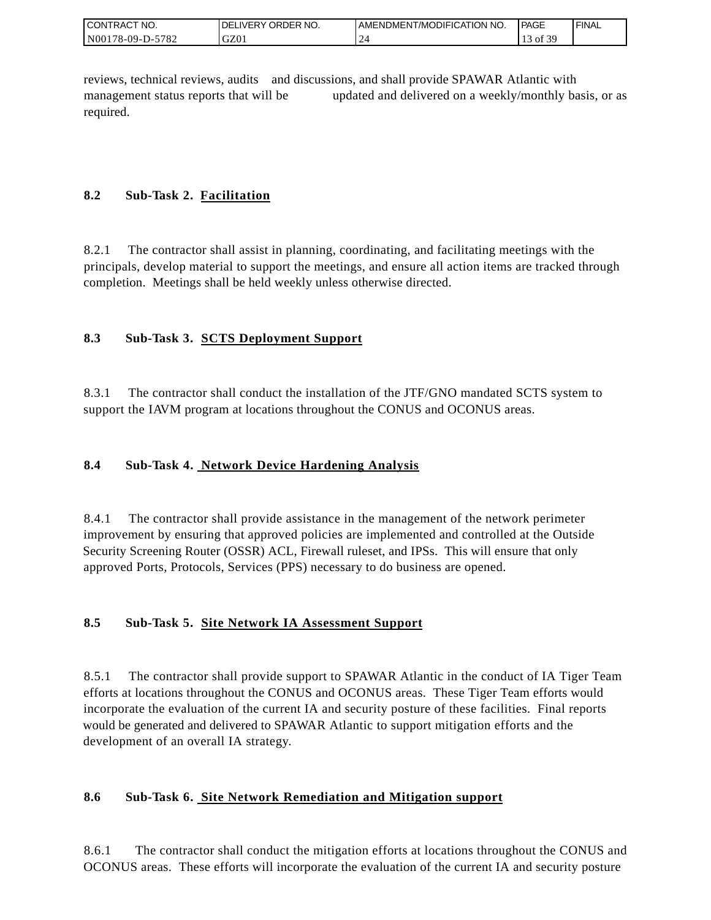reviews, technical reviews, audits and discussions, and shall provide SPAWAR Atlantic with management status reports that will be updated and delivered on a weekly/monthly basis, or as required.

### 8.2 Sub-Task 2. Facilitation

8.2.1 The contractor shall assist in planning, coordinating, and facilitating meetings with the principals, develop material to support the meetings, and ensure all action items are tracked through completion. Meetings shall be held weekly unless otherwise directed.

### 8.3 Sub-Task 3. SCTS Deployment Support

8.3.1 The contractor shall conduct the installation of the JTF/GNO mandated SCTS system to support the IAVM program at locations throughout the CONUS and OCONUS areas.

### 8.4 Sub-Task 4. Network Device Hardening Analysis

8.4.1 The contractor shall provide assistance in the management of the network perimeter improvement by ensuring that approved policies are implemented and controlled at the Outside Security Screening Router (OSSR) ACL, Firewall ruleset, and IPSs. This will ensure that only approved Ports, Protocols, Services (PPS) necessary to do business are opened.

### 8.5 Sub-Task 5. Site Network IA Assessment Support

8.5.1 The contractor shall provide support to SPAWAR Atlantic in the conduct of IA Tiger Team efforts at locations throughout the CONUS and OCONUS areas. These Tiger Team efforts would incorporate the evaluation of the current IA and security posture of these facilities. Final reports would be generated and delivered to SPAWAR Atlantic to support mitigation efforts and the development of an overall IA strategy.

### 8.6 Sub-Task 6. Site Network Remediation and Mitigation support

8.6.1 The contractor shall conduct the mitigation efforts at locations throughout the CONUS and OCONUS areas. These efforts will incorporate the evaluation of the current IA and security posture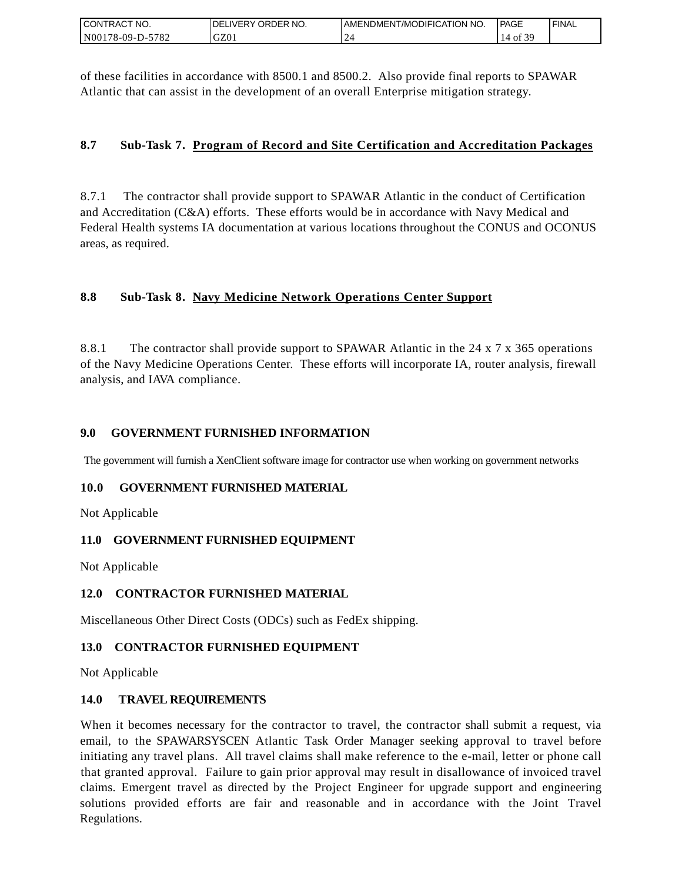of these facilities in accordance with 8500.1 and 8500.2. Also provide final reports to SPAWAR Atlantic that can assist in the development of an overall Enterprise mitigation strategy.

**8.7 Sub-Task 7. Program of Record and Site Certification and Accreditation Packages**

8.7.1 The contractor shall provide support to SPAWAR Atlantic in the conduct of Certification and Accreditation (C&A) efforts. These efforts would be in accordance with Navy Medical and Federal Health systems IA documentation at various locations throughout the CONUS and OCONUS areas, as required.

**8.8 Sub-Task 8. Navy Medicine Network Operations Center Support**

8.8.1 The contractor shall provide support to SPAWAR Atlantic in the 24 x 7 x 365 operations of the Navy Medicine Operations Center. These efforts will incorporate IA, router analysis, firewall analysis, and IAVA compliance.

## 9.0 GOVERNMENT FURNISHED INFORMATION

The government will furnish a XenClient software image for contractor use when working on government networks

## 10.0 GOVERNMENT FURNISHED MATERIAL

Not Applicable

## 11.0 GOVERNMENT FURNISHED EQUIPMENT

Not Applicable

## 12.0 CONTRACTOR FURNISHED MATERIAL

Miscellaneous Other Direct Costs (ODCs) such as FedEx shipping.

## 13.0 CONTRACTOR FURNISHED EQUIPMENT

Not Applicable

## 14.0 TRAVEL REQUIREMENTS

When it becomes necessary for the contractor to travel, the contractor shall submit a request, via email, to the SPAWARSYSCEN Atlantic Task Order Manager seeking approval to travel before initiating any travel plans. All travel claims shall make reference to the e-mail, letter or phone call that granted approval. Failure to gain prior approval may result in disallowance of invoiced travel claims. Emergent travel as directed by the Project Engineer for upgrade support and engineering solutions provided efforts are fair and reasonable and in accordance with the Joint Travel Regulations.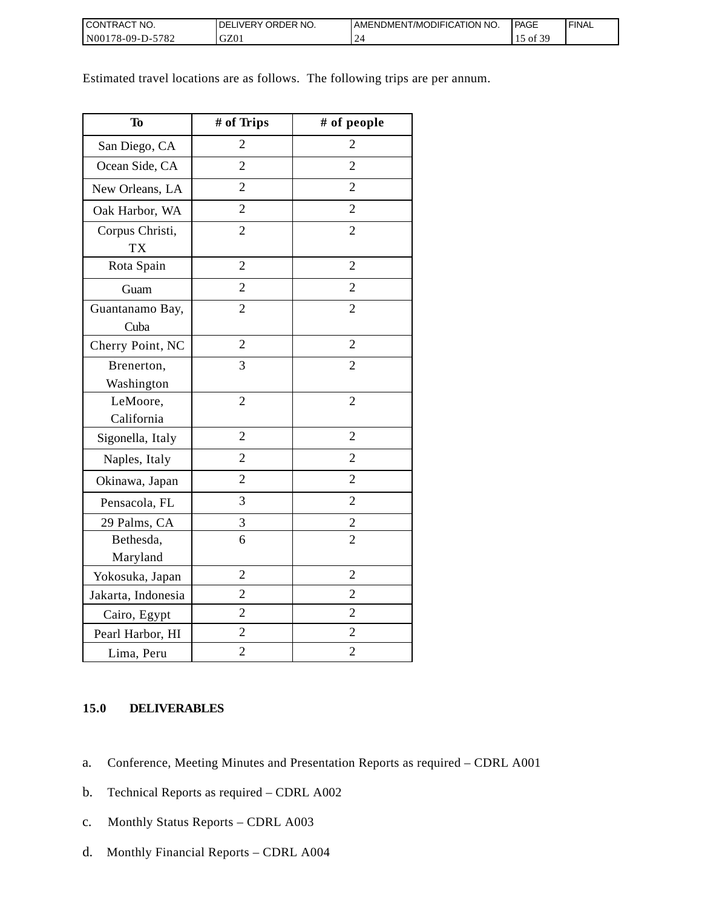Estimated travel locations are as follows. The following trips are per annum.

| To | # of Trips | # of people |
|---|---|---|
| San Diego, CA | 2 | 2 |
| Ocean Side, CA | 2 | 2 |
| New Orleans, LA | 2 | 2 |
| Oak Harbor, WA | 2 | 2 |
| Corpus Christi, TX | 2 | 2 |
| Rota Spain | 2 | 2 |
| Guam | 2 | 2 |
| Guantanamo Bay, Cuba | 2 | 2 |
| Cherry Point, NC | 2 | 2 |
| Brenerton, Washington | 3 | 2 |
| LeMoore, California | 2 | 2 |
| Sigonella, Italy | 2 | 2 |
| Naples, Italy | 2 | 2 |
| Okinawa, Japan | 2 | 2 |
| Pensacola, FL | 3 | 2 |
| 29 Palms, CA | 3 | 2 |
| Bethesda, Maryland | 6 | 2 |
| Yokosuka, Japan | 2 | 2 |
| Jakarta, Indonesia | 2 | 2 |
| Cairo, Egypt | 2 | 2 |
| Pearl Harbor, HI | 2 | 2 |
| Lima, Peru | 2 | 2 |

## 15.0 DELIVERABLES

a. Conference, Meeting Minutes and Presentation Reports as required – CDRL A001

b. Technical Reports as required – CDRL A002

c. Monthly Status Reports – CDRL A003

d. Monthly Financial Reports – CDRL A004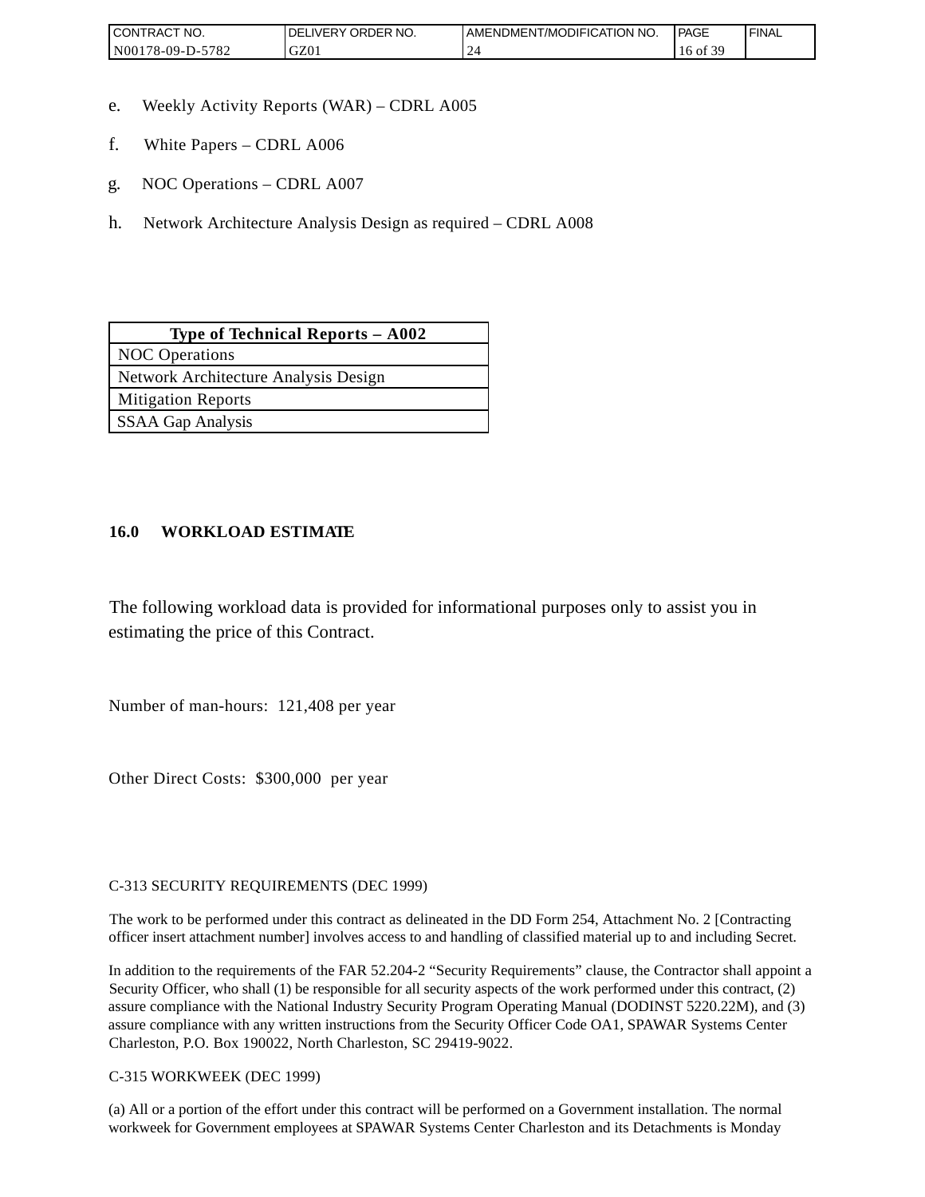e. Weekly Activity Reports (WAR) – CDRL A005

f. White Papers – CDRL A006

g. NOC Operations – CDRL A007

h. Network Architecture Analysis Design as required – CDRL A008

| Type of Technical Reports – A002 |
|---|
| NOC Operations |
| Network Architecture Analysis Design |
| Mitigation Reports |
| SSAA Gap Analysis |

## 16.0 WORKLOAD ESTIMATE

The following workload data is provided for informational purposes only to assist you in estimating the price of this Contract.

Number of man-hours: 121,408 per year

Other Direct Costs: $300,000 per year

C-313 SECURITY REQUIREMENTS (DEC 1999)

The work to be performed under this contract as delineated in the DD Form 254, Attachment No. 2 [Contracting officer insert attachment number] involves access to and handling of classified material up to and including Secret.

In addition to the requirements of the FAR 52.204-2 "Security Requirements" clause, the Contractor shall appoint a Security Officer, who shall (1) be responsible for all security aspects of the work performed under this contract, (2) assure compliance with the National Industry Security Program Operating Manual (DODINST 5220.22M), and (3) assure compliance with any written instructions from the Security Officer Code OA1, SPAWAR Systems Center Charleston, P.O. Box 190022, North Charleston, SC 29419-9022.

C-315 WORKWEEK (DEC 1999)

(a) All or a portion of the effort under this contract will be performed on a Government installation. The normal workweek for Government employees at SPAWAR Systems Center Charleston and its Detachments is Monday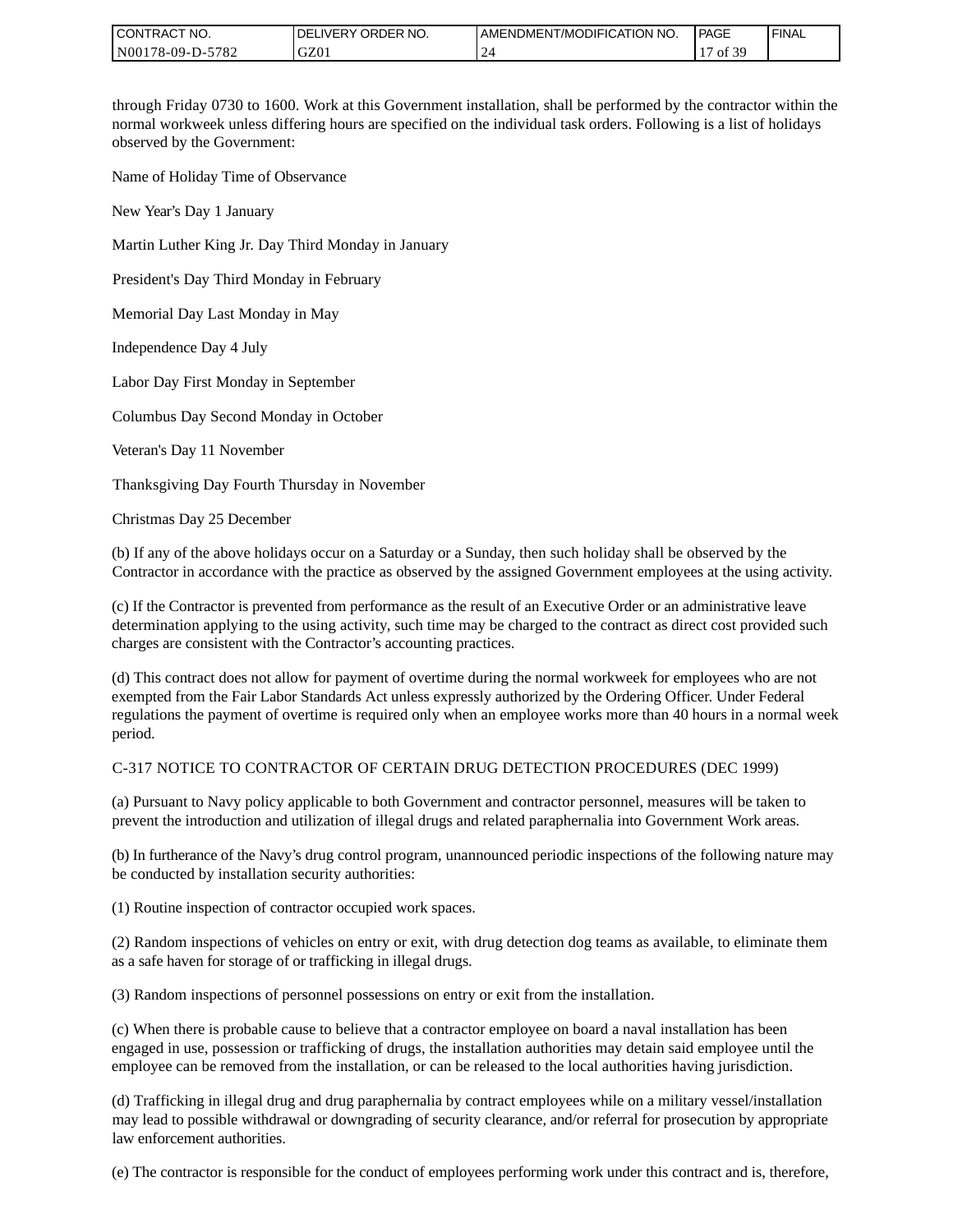through Friday 0730 to 1600. Work at this Government installation, shall be performed by the contractor within the normal workweek unless differing hours are specified on the individual task orders. Following is a list of holidays observed by the Government:

Name of Holiday Time of Observance

New Year's Day 1 January

Martin Luther King Jr. Day Third Monday in January

President's Day Third Monday in February

Memorial Day Last Monday in May

Independence Day 4 July

Labor Day First Monday in September

Columbus Day Second Monday in October

Veteran's Day 11 November

Thanksgiving Day Fourth Thursday in November

Christmas Day 25 December

(b) If any of the above holidays occur on a Saturday or a Sunday, then such holiday shall be observed by the Contractor in accordance with the practice as observed by the assigned Government employees at the using activity.

(c) If the Contractor is prevented from performance as the result of an Executive Order or an administrative leave determination applying to the using activity, such time may be charged to the contract as direct cost provided such charges are consistent with the Contractor's accounting practices.

(d) This contract does not allow for payment of overtime during the normal workweek for employees who are not exempted from the Fair Labor Standards Act unless expressly authorized by the Ordering Officer. Under Federal regulations the payment of overtime is required only when an employee works more than 40 hours in a normal week period.

C-317 NOTICE TO CONTRACTOR OF CERTAIN DRUG DETECTION PROCEDURES (DEC 1999)

(a) Pursuant to Navy policy applicable to both Government and contractor personnel, measures will be taken to prevent the introduction and utilization of illegal drugs and related paraphernalia into Government Work areas.

(b) In furtherance of the Navy's drug control program, unannounced periodic inspections of the following nature may be conducted by installation security authorities:

(1) Routine inspection of contractor occupied work spaces.

(2) Random inspections of vehicles on entry or exit, with drug detection dog teams as available, to eliminate them as a safe haven for storage of or trafficking in illegal drugs.

(3) Random inspections of personnel possessions on entry or exit from the installation.

(c) When there is probable cause to believe that a contractor employee on board a naval installation has been engaged in use, possession or trafficking of drugs, the installation authorities may detain said employee until the employee can be removed from the installation, or can be released to the local authorities having jurisdiction.

(d) Trafficking in illegal drug and drug paraphernalia by contract employees while on a military vessel/installation may lead to possible withdrawal or downgrading of security clearance, and/or referral for prosecution by appropriate law enforcement authorities.

(e) The contractor is responsible for the conduct of employees performing work under this contract and is, therefore,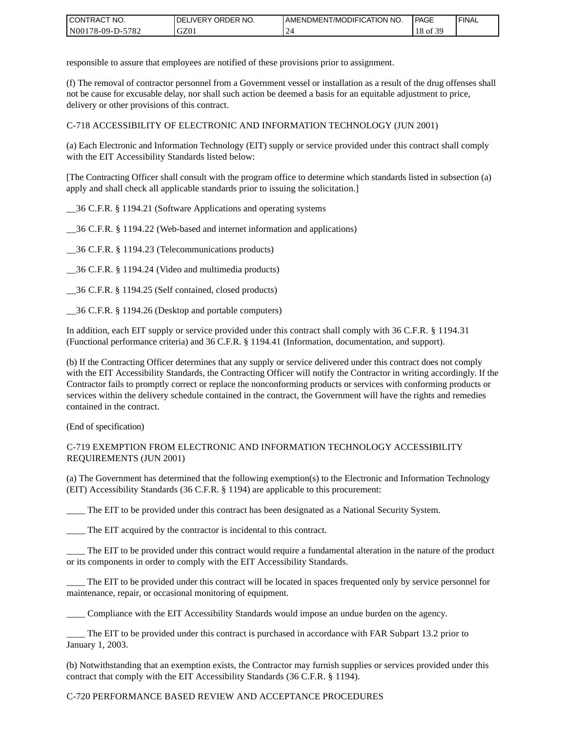responsible to assure that employees are notified of these provisions prior to assignment.

(f) The removal of contractor personnel from a Government vessel or installation as a result of the drug offenses shall not be cause for excusable delay, nor shall such action be deemed a basis for an equitable adjustment to price, delivery or other provisions of this contract.

C-718 ACCESSIBILITY OF ELECTRONIC AND INFORMATION TECHNOLOGY (JUN 2001)

(a) Each Electronic and Information Technology (EIT) supply or service provided under this contract shall comply with the EIT Accessibility Standards listed below:

[The Contracting Officer shall consult with the program office to determine which standards listed in subsection (a) apply and shall check all applicable standards prior to issuing the solicitation.]

__36 C.F.R. § 1194.21 (Software Applications and operating systems

__36 C.F.R. § 1194.22 (Web-based and internet information and applications)

__36 C.F.R. § 1194.23 (Telecommunications products)

__36 C.F.R. § 1194.24 (Video and multimedia products)

__36 C.F.R. § 1194.25 (Self contained, closed products)

__36 C.F.R. § 1194.26 (Desktop and portable computers)

In addition, each EIT supply or service provided under this contract shall comply with 36 C.F.R. § 1194.31 (Functional performance criteria) and 36 C.F.R. § 1194.41 (Information, documentation, and support).

(b) If the Contracting Officer determines that any supply or service delivered under this contract does not comply with the EIT Accessibility Standards, the Contracting Officer will notify the Contractor in writing accordingly. If the Contractor fails to promptly correct or replace the nonconforming products or services with conforming products or services within the delivery schedule contained in the contract, the Government will have the rights and remedies contained in the contract.

(End of specification)

C-719 EXEMPTION FROM ELECTRONIC AND INFORMATION TECHNOLOGY ACCESSIBILITY REQUIREMENTS (JUN 2001)

(a) The Government has determined that the following exemption(s) to the Electronic and Information Technology (EIT) Accessibility Standards (36 C.F.R. § 1194) are applicable to this procurement:

____ The EIT to be provided under this contract has been designated as a National Security System.

____ The EIT acquired by the contractor is incidental to this contract.

____ The EIT to be provided under this contract would require a fundamental alteration in the nature of the product or its components in order to comply with the EIT Accessibility Standards.

____ The EIT to be provided under this contract will be located in spaces frequented only by service personnel for maintenance, repair, or occasional monitoring of equipment.

____ Compliance with the EIT Accessibility Standards would impose an undue burden on the agency.

____ The EIT to be provided under this contract is purchased in accordance with FAR Subpart 13.2 prior to January 1, 2003.

(b) Notwithstanding that an exemption exists, the Contractor may furnish supplies or services provided under this contract that comply with the EIT Accessibility Standards (36 C.F.R. § 1194).

C-720 PERFORMANCE BASED REVIEW AND ACCEPTANCE PROCEDURES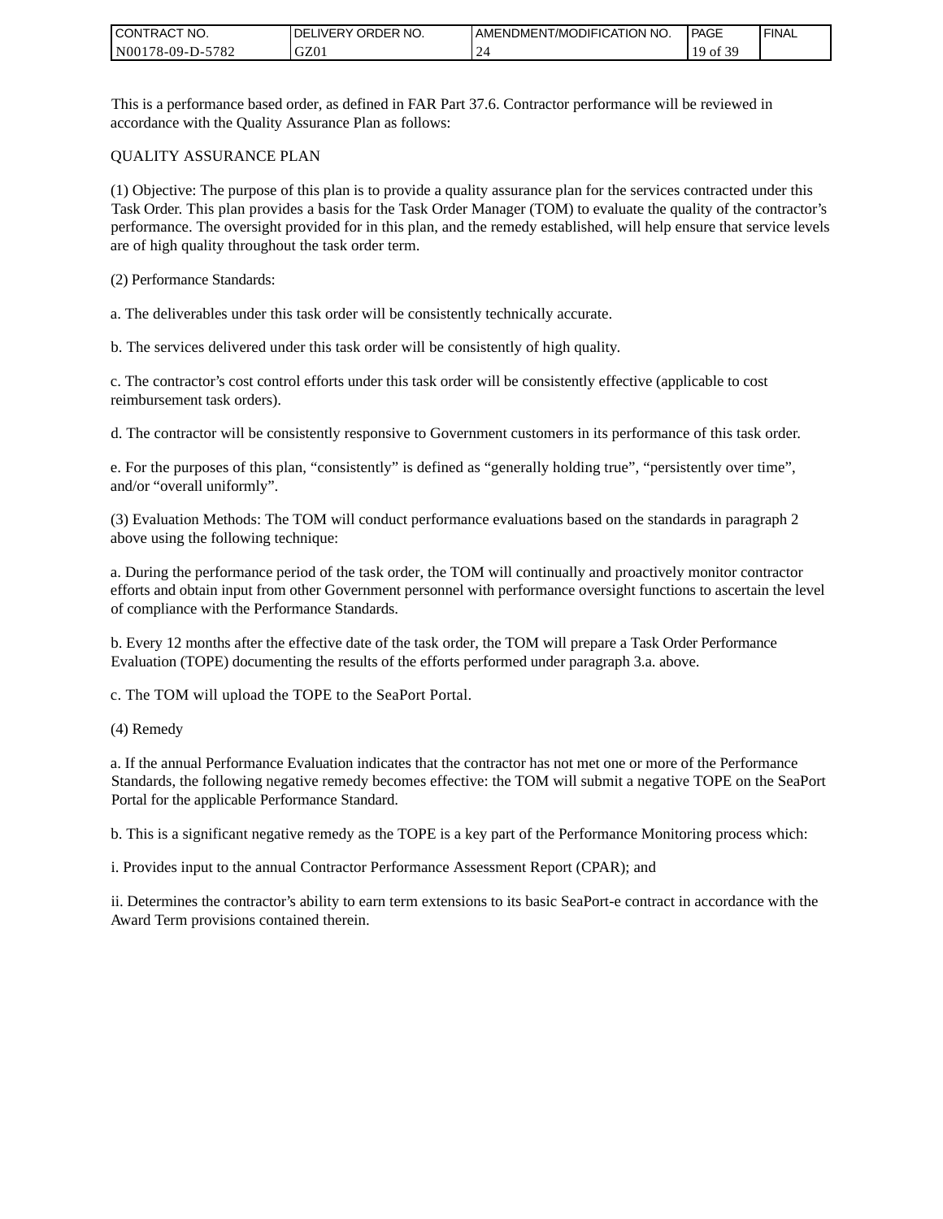This is a performance based order, as defined in FAR Part 37.6. Contractor performance will be reviewed in accordance with the Quality Assurance Plan as follows:

QUALITY ASSURANCE PLAN

(1) Objective: The purpose of this plan is to provide a quality assurance plan for the services contracted under this Task Order. This plan provides a basis for the Task Order Manager (TOM) to evaluate the quality of the contractor's performance. The oversight provided for in this plan, and the remedy established, will help ensure that service levels are of high quality throughout the task order term.

(2) Performance Standards:

a. The deliverables under this task order will be consistently technically accurate.

b. The services delivered under this task order will be consistently of high quality.

c. The contractor's cost control efforts under this task order will be consistently effective (applicable to cost reimbursement task orders).

d. The contractor will be consistently responsive to Government customers in its performance of this task order.

e. For the purposes of this plan, "consistently" is defined as "generally holding true", "persistently over time", and/or "overall uniformly".

(3) Evaluation Methods: The TOM will conduct performance evaluations based on the standards in paragraph 2 above using the following technique:

a. During the performance period of the task order, the TOM will continually and proactively monitor contractor efforts and obtain input from other Government personnel with performance oversight functions to ascertain the level of compliance with the Performance Standards.

b. Every 12 months after the effective date of the task order, the TOM will prepare a Task Order Performance Evaluation (TOPE) documenting the results of the efforts performed under paragraph 3.a. above.

c. The TOM will upload the TOPE to the SeaPort Portal.

(4) Remedy

a. If the annual Performance Evaluation indicates that the contractor has not met one or more of the Performance Standards, the following negative remedy becomes effective: the TOM will submit a negative TOPE on the SeaPort Portal for the applicable Performance Standard.

b. This is a significant negative remedy as the TOPE is a key part of the Performance Monitoring process which:

i. Provides input to the annual Contractor Performance Assessment Report (CPAR); and

ii. Determines the contractor's ability to earn term extensions to its basic SeaPort-e contract in accordance with the Award Term provisions contained therein.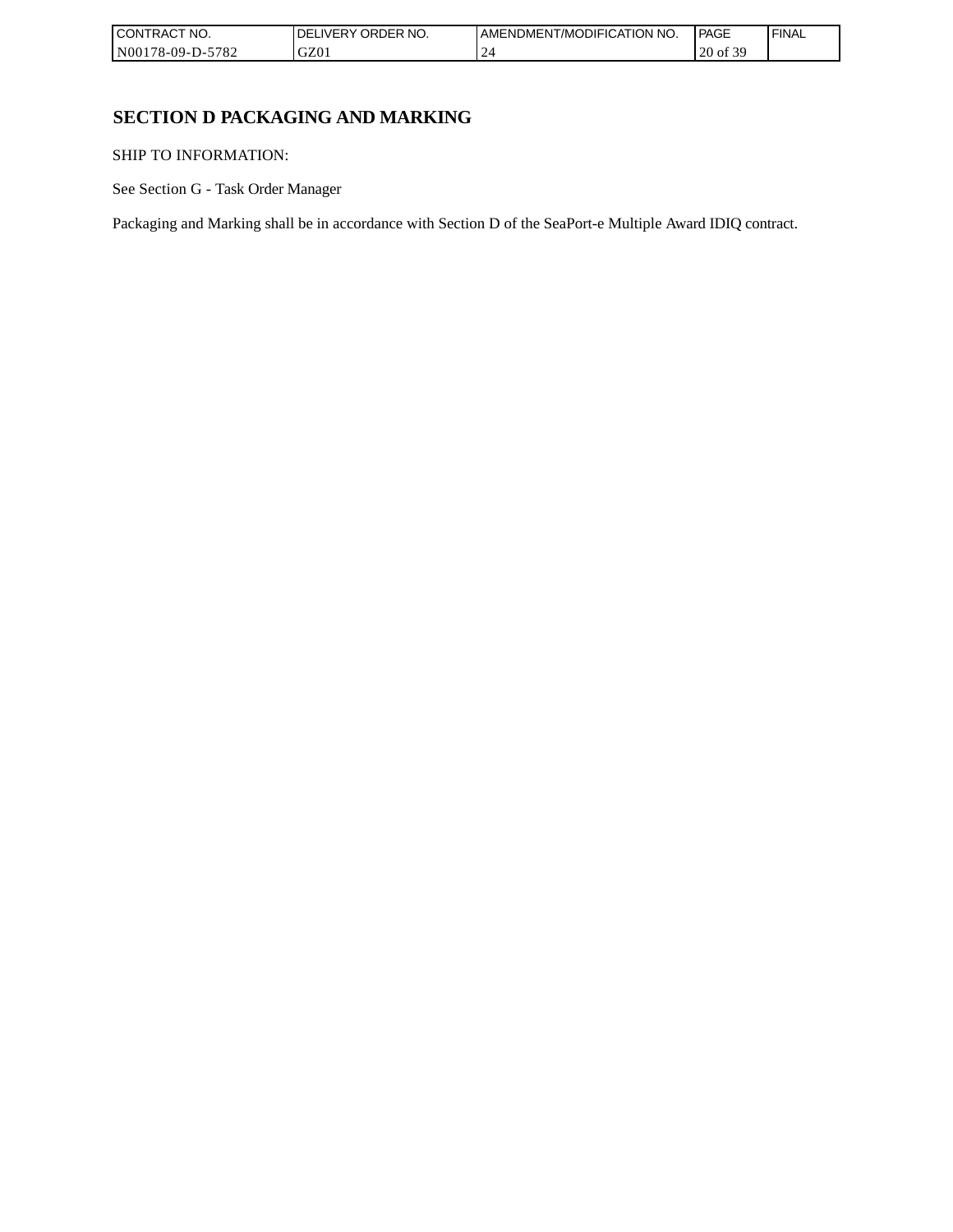# SECTION D PACKAGING AND MARKING

SHIP TO INFORMATION:

See Section G - Task Order Manager

Packaging and Marking shall be in accordance with Section D of the SeaPort-e Multiple Award IDIQ contract.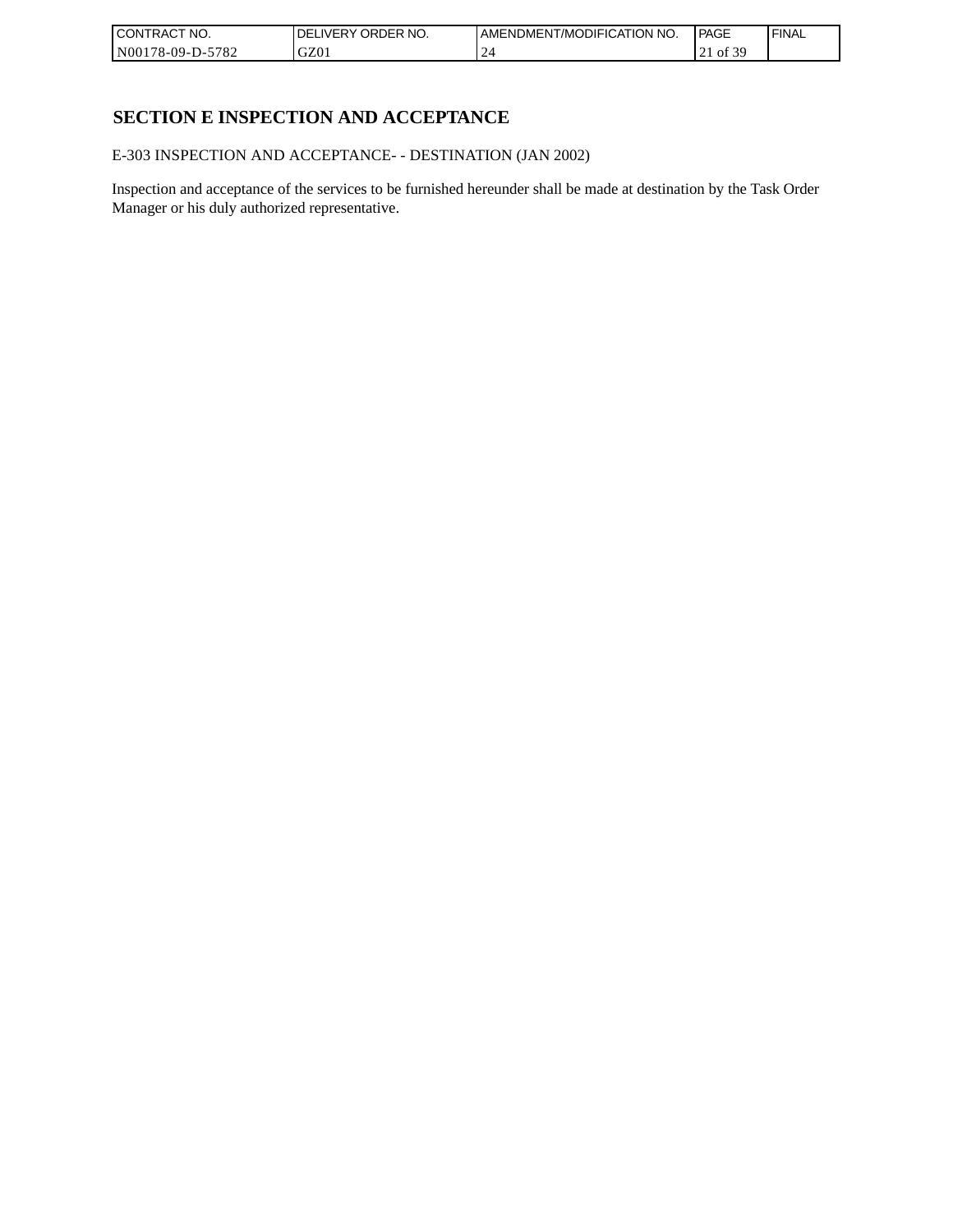## SECTION E INSPECTION AND ACCEPTANCE

E-303 INSPECTION AND ACCEPTANCE- - DESTINATION (JAN 2002)

Inspection and acceptance of the services to be furnished hereunder shall be made at destination by the Task Order Manager or his duly authorized representative.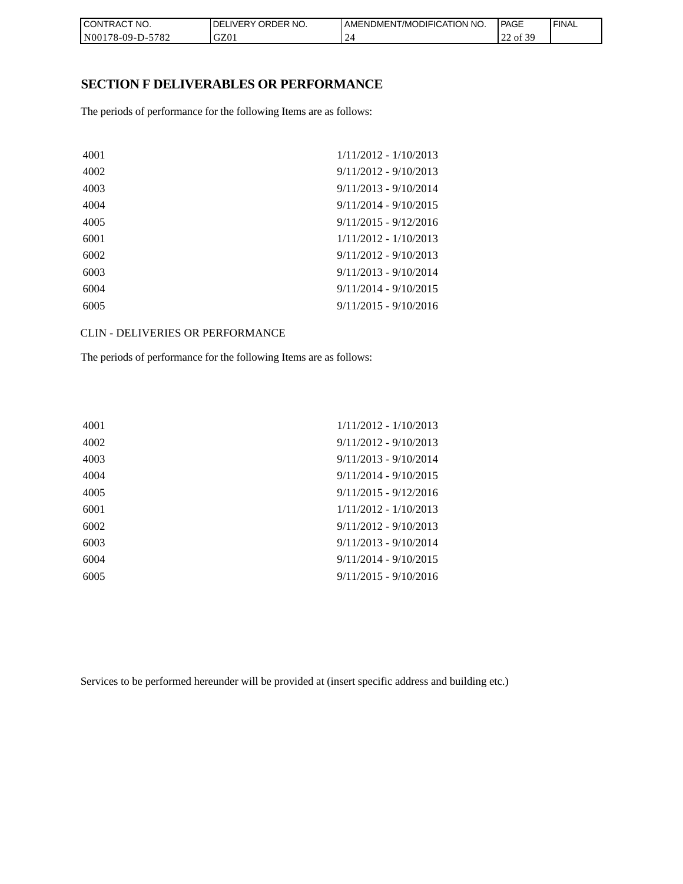# SECTION F DELIVERABLES OR PERFORMANCE

The periods of performance for the following Items are as follows:

| | |
|---|---|
| 4001 | 1/11/2012 - 1/10/2013 |
| 4002 | 9/11/2012 - 9/10/2013 |
| 4003 | 9/11/2013 - 9/10/2014 |
| 4004 | 9/11/2014 - 9/10/2015 |
| 4005 | 9/11/2015 - 9/12/2016 |
| 6001 | 1/11/2012 - 1/10/2013 |
| 6002 | 9/11/2012 - 9/10/2013 |
| 6003 | 9/11/2013 - 9/10/2014 |
| 6004 | 9/11/2014 - 9/10/2015 |
| 6005 | 9/11/2015 - 9/10/2016 |

CLIN - DELIVERIES OR PERFORMANCE

The periods of performance for the following Items are as follows:

| | |
|---|---|
| 4001 | 1/11/2012 - 1/10/2013 |
| 4002 | 9/11/2012 - 9/10/2013 |
| 4003 | 9/11/2013 - 9/10/2014 |
| 4004 | 9/11/2014 - 9/10/2015 |
| 4005 | 9/11/2015 - 9/12/2016 |
| 6001 | 1/11/2012 - 1/10/2013 |
| 6002 | 9/11/2012 - 9/10/2013 |
| 6003 | 9/11/2013 - 9/10/2014 |
| 6004 | 9/11/2014 - 9/10/2015 |
| 6005 | 9/11/2015 - 9/10/2016 |

Services to be performed hereunder will be provided at (insert specific address and building etc.)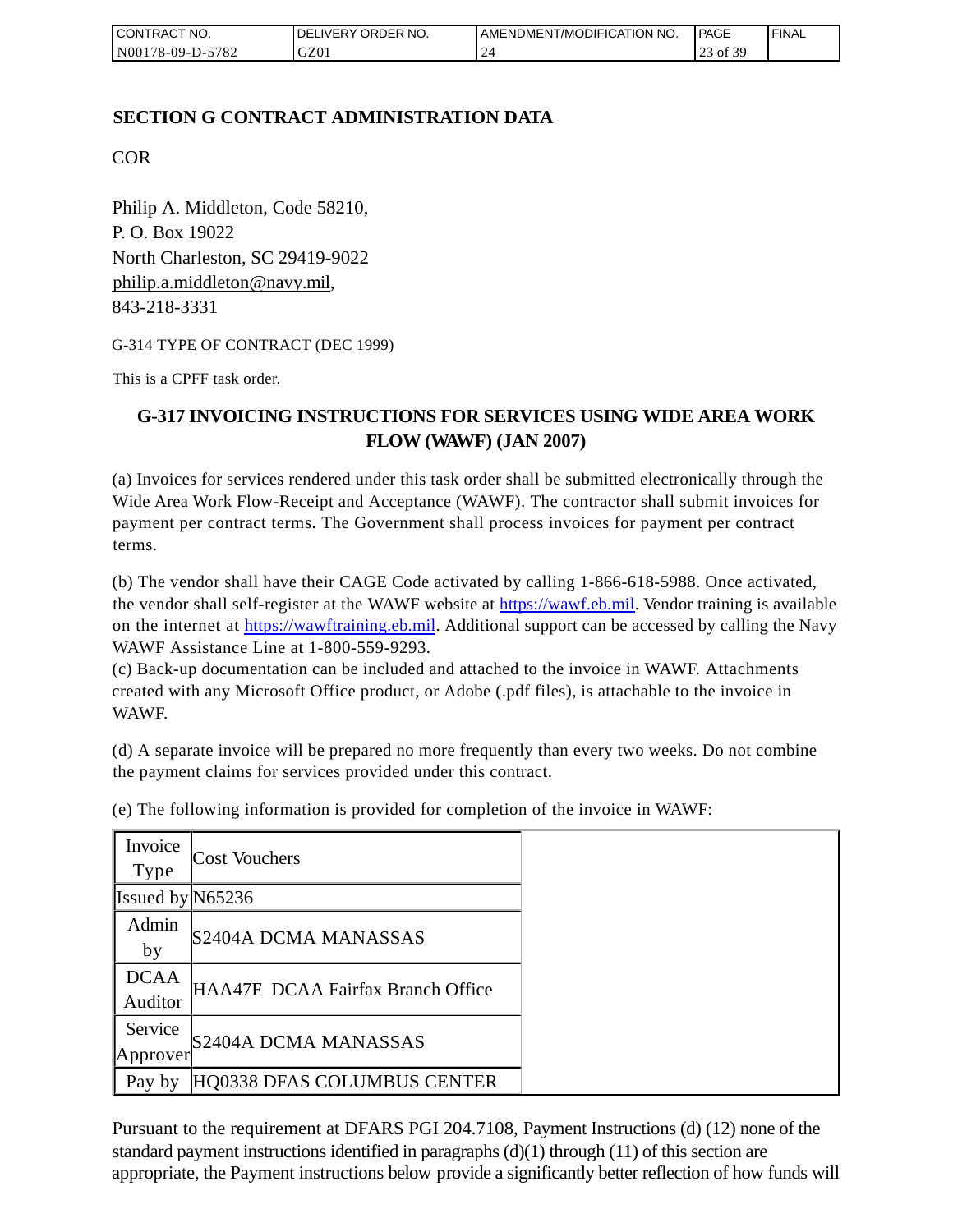## SECTION G CONTRACT ADMINISTRATION DATA

COR

Philip A. Middleton, Code 58210,
P. O. Box 19022
North Charleston, SC 29419-9022
philip.a.middleton@navy.mil,
843-218-3331

G-314 TYPE OF CONTRACT (DEC 1999)

This is a CPFF task order.

### G-317 INVOICING INSTRUCTIONS FOR SERVICES USING WIDE AREA WORK FLOW (WAWF) (JAN 2007)

(a) Invoices for services rendered under this task order shall be submitted electronically through the Wide Area Work Flow-Receipt and Acceptance (WAWF). The contractor shall submit invoices for payment per contract terms. The Government shall process invoices for payment per contract terms.

(b) The vendor shall have their CAGE Code activated by calling 1-866-618-5988. Once activated, the vendor shall self-register at the WAWF website at https://wawf.eb.mil. Vendor training is available on the internet at https://wawftraining.eb.mil. Additional support can be accessed by calling the Navy WAWF Assistance Line at 1-800-559-9293.
(c) Back-up documentation can be included and attached to the invoice in WAWF. Attachments created with any Microsoft Office product, or Adobe (.pdf files), is attachable to the invoice in WAWF.

(d) A separate invoice will be prepared no more frequently than every two weeks. Do not combine the payment claims for services provided under this contract.

(e) The following information is provided for completion of the invoice in WAWF:

| Invoice Type | Cost Vouchers |
|---|---|
| Issued by | N65236 |
| Admin by | S2404A DCMA MANASSAS |
| DCAA Auditor | HAA47F DCAA Fairfax Branch Office |
| Service Approver | S2404A DCMA MANASSAS |
| Pay by | HQ0338 DFAS COLUMBUS CENTER |

Pursuant to the requirement at DFARS PGI 204.7108, Payment Instructions (d) (12) none of the standard payment instructions identified in paragraphs (d)(1) through (11) of this section are appropriate, the Payment instructions below provide a significantly better reflection of how funds will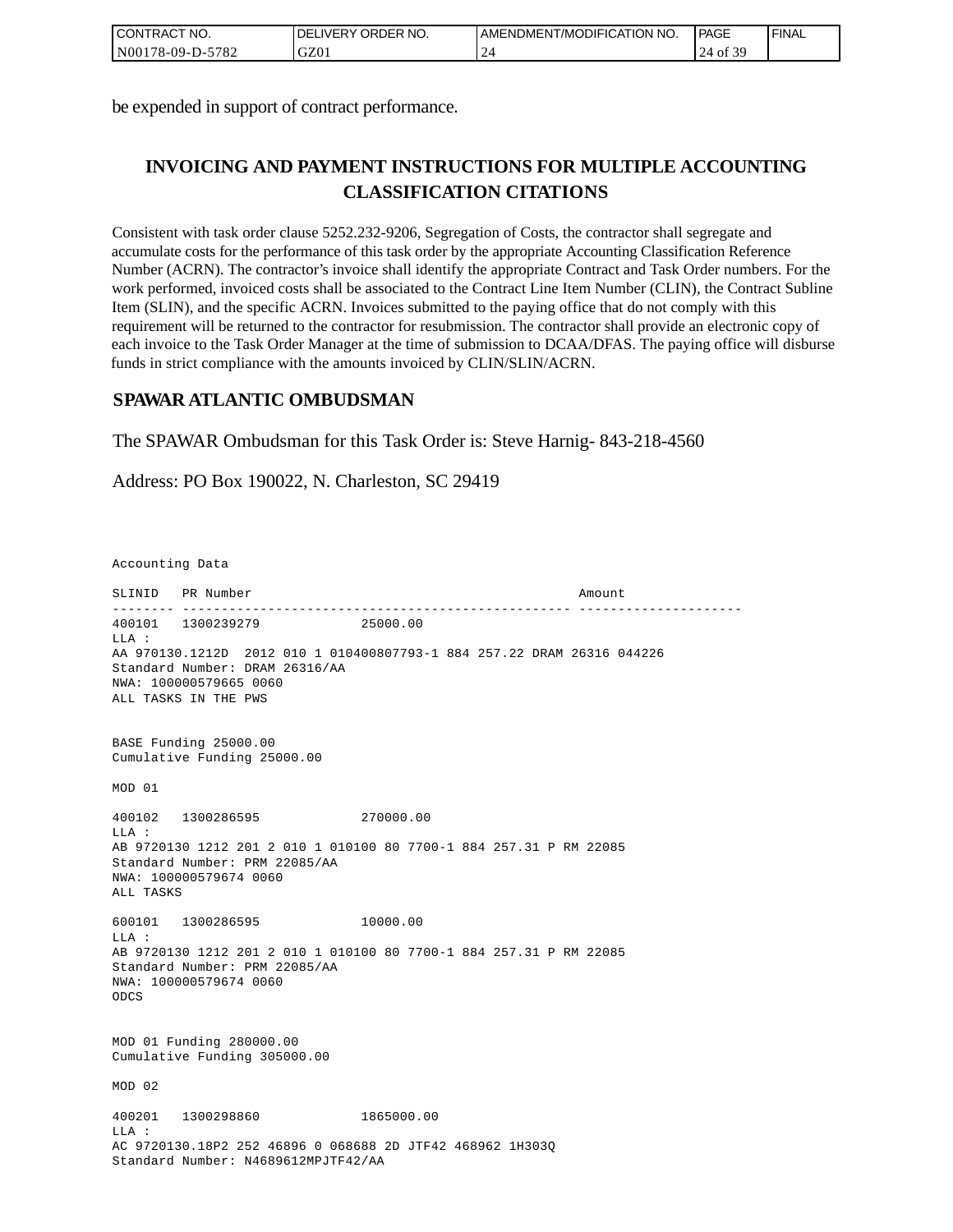be expended in support of contract performance.

## INVOICING AND PAYMENT INSTRUCTIONS FOR MULTIPLE ACCOUNTING CLASSIFICATION CITATIONS

Consistent with task order clause 5252.232-9206, Segregation of Costs, the contractor shall segregate and accumulate costs for the performance of this task order by the appropriate Accounting Classification Reference Number (ACRN). The contractor's invoice shall identify the appropriate Contract and Task Order numbers. For the work performed, invoiced costs shall be associated to the Contract Line Item Number (CLIN), the Contract Subline Item (SLIN), and the specific ACRN. Invoices submitted to the paying office that do not comply with this requirement will be returned to the contractor for resubmission. The contractor shall provide an electronic copy of each invoice to the Task Order Manager at the time of submission to DCAA/DFAS. The paying office will disburse funds in strict compliance with the amounts invoiced by CLIN/SLIN/ACRN.

## SPAWAR ATLANTIC OMBUDSMAN

The SPAWAR Ombudsman for this Task Order is: Steve Harnig- 843-218-4560

Address: PO Box 190022, N. Charleston, SC 29419

```
Accounting Data

SLINID   PR Number                                          Amount
-------- -------------------------------------------------- ---------------------
400101   1300239279             25000.00
LLA :
AA 970130.1212D  2012 010 1 010400807793-1 884 257.22 DRAM 26316 044226
Standard Number: DRAM 26316/AA
NWA: 100000579665 0060
ALL TASKS IN THE PWS


BASE Funding 25000.00
Cumulative Funding 25000.00

MOD 01

400102   1300286595             270000.00
LLA :
AB 9720130 1212 201 2 010 1 010100 80 7700-1 884 257.31 P RM 22085
Standard Number: PRM 22085/AA
NWA: 100000579674 0060
ALL TASKS

600101   1300286595             10000.00
LLA :
AB 9720130 1212 201 2 010 1 010100 80 7700-1 884 257.31 P RM 22085
Standard Number: PRM 22085/AA
NWA: 100000579674 0060
ODCS


MOD 01 Funding 280000.00
Cumulative Funding 305000.00

MOD 02

400201   1300298860             1865000.00
LLA :
AC 9720130.18P2 252 46896 0 068688 2D JTF42 468962 1H303Q
Standard Number: N4689612MPJTF42/AA
```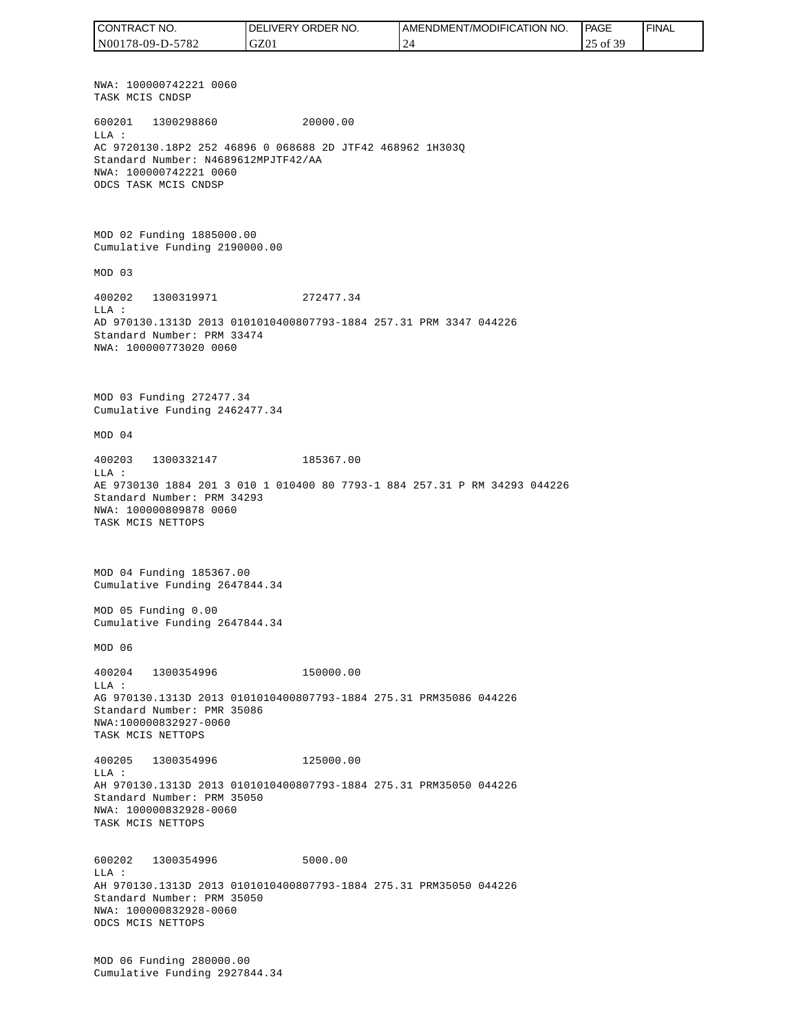NWA: 100000742221 0060
TASK MCIS CNDSP

600201 1300298860 20000.00
LLA :
AC 9720130.18P2 252 46896 0 068688 2D JTF42 468962 1H303Q
Standard Number: N4689612MPJTF42/AA
NWA: 100000742221 0060
ODCS TASK MCIS CNDSP

MOD 02 Funding 1885000.00
Cumulative Funding 2190000.00

MOD 03

400202 1300319971 272477.34
LLA :
AD 970130.1313D 2013 0101010400807793-1884 257.31 PRM 3347 044226
Standard Number: PRM 33474
NWA: 100000773020 0060

MOD 03 Funding 272477.34
Cumulative Funding 2462477.34

MOD 04

400203 1300332147 185367.00
LLA :
AE 9730130 1884 201 3 010 1 010400 80 7793-1 884 257.31 P RM 34293 044226
Standard Number: PRM 34293
NWA: 100000809878 0060
TASK MCIS NETTOPS

MOD 04 Funding 185367.00
Cumulative Funding 2647844.34

MOD 05 Funding 0.00
Cumulative Funding 2647844.34

MOD 06

400204 1300354996 150000.00
LLA :
AG 970130.1313D 2013 0101010400807793-1884 275.31 PRM35086 044226
Standard Number: PMR 35086
NWA:100000832927-0060
TASK MCIS NETTOPS

400205 1300354996 125000.00
LLA :
AH 970130.1313D 2013 0101010400807793-1884 275.31 PRM35050 044226
Standard Number: PRM 35050
NWA: 100000832928-0060
TASK MCIS NETTOPS

600202 1300354996 5000.00
LLA :
AH 970130.1313D 2013 0101010400807793-1884 275.31 PRM35050 044226
Standard Number: PRM 35050
NWA: 100000832928-0060
ODCS MCIS NETTOPS

MOD 06 Funding 280000.00
Cumulative Funding 2927844.34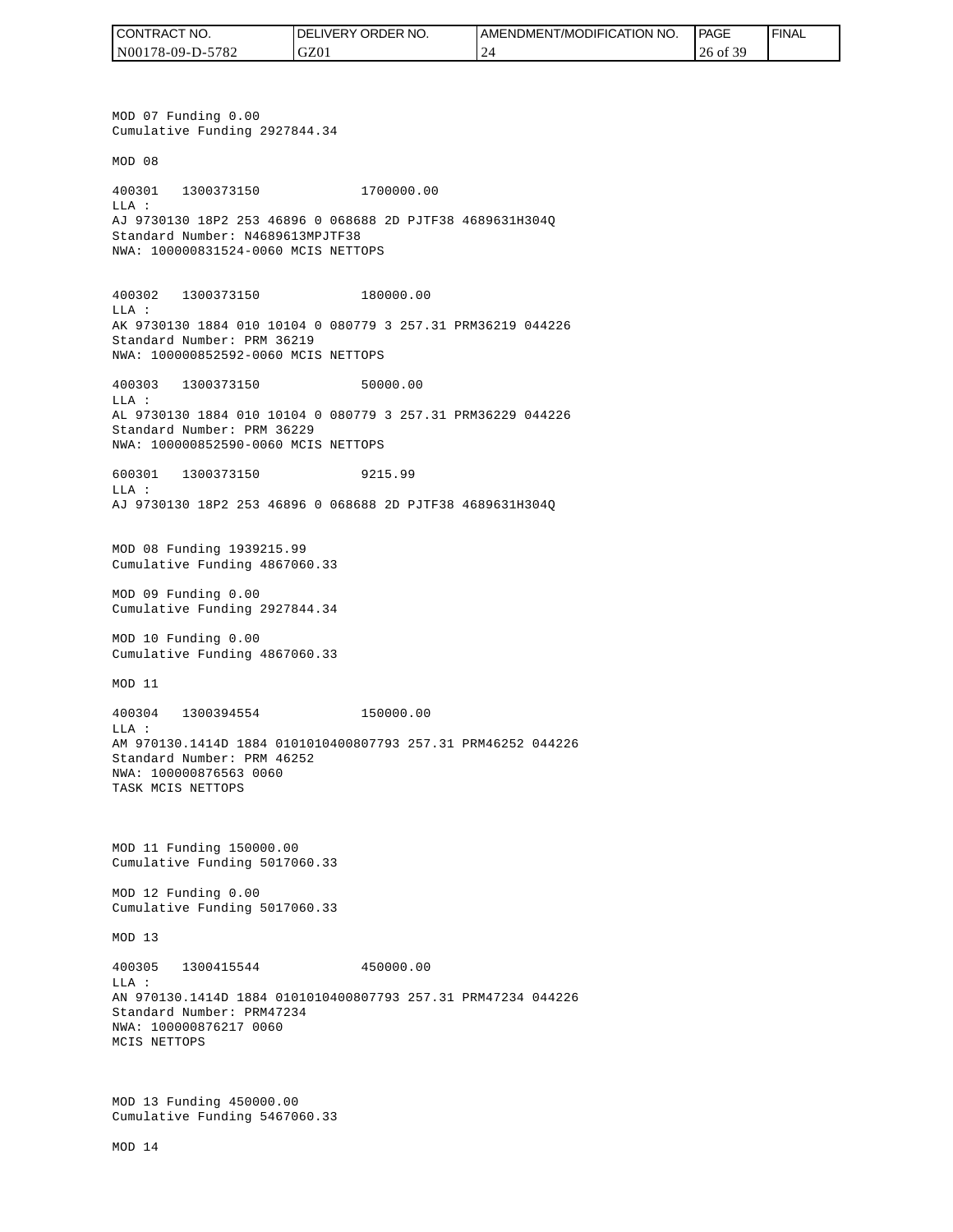MOD 07 Funding 0.00
Cumulative Funding 2927844.34

MOD 08

400301 1300373150 1700000.00
LLA :
AJ 9730130 18P2 253 46896 0 068688 2D PJTF38 4689631H304Q
Standard Number: N4689613MPJTF38
NWA: 100000831524-0060 MCIS NETTOPS

400302 1300373150 180000.00
LLA :
AK 9730130 1884 010 10104 0 080779 3 257.31 PRM36219 044226
Standard Number: PRM 36219
NWA: 100000852592-0060 MCIS NETTOPS

400303 1300373150 50000.00
LLA :
AL 9730130 1884 010 10104 0 080779 3 257.31 PRM36229 044226
Standard Number: PRM 36229
NWA: 100000852590-0060 MCIS NETTOPS

600301 1300373150 9215.99
LLA :
AJ 9730130 18P2 253 46896 0 068688 2D PJTF38 4689631H304Q

MOD 08 Funding 1939215.99
Cumulative Funding 4867060.33

MOD 09 Funding 0.00
Cumulative Funding 2927844.34

MOD 10 Funding 0.00
Cumulative Funding 4867060.33

MOD 11

400304 1300394554 150000.00
LLA :
AM 970130.1414D 1884 0101010400807793 257.31 PRM46252 044226
Standard Number: PRM 46252
NWA: 100000876563 0060
TASK MCIS NETTOPS

MOD 11 Funding 150000.00
Cumulative Funding 5017060.33

MOD 12 Funding 0.00
Cumulative Funding 5017060.33

MOD 13

400305 1300415544 450000.00
LLA :
AN 970130.1414D 1884 0101010400807793 257.31 PRM47234 044226
Standard Number: PRM47234
NWA: 100000876217 0060
MCIS NETTOPS

MOD 13 Funding 450000.00
Cumulative Funding 5467060.33

MOD 14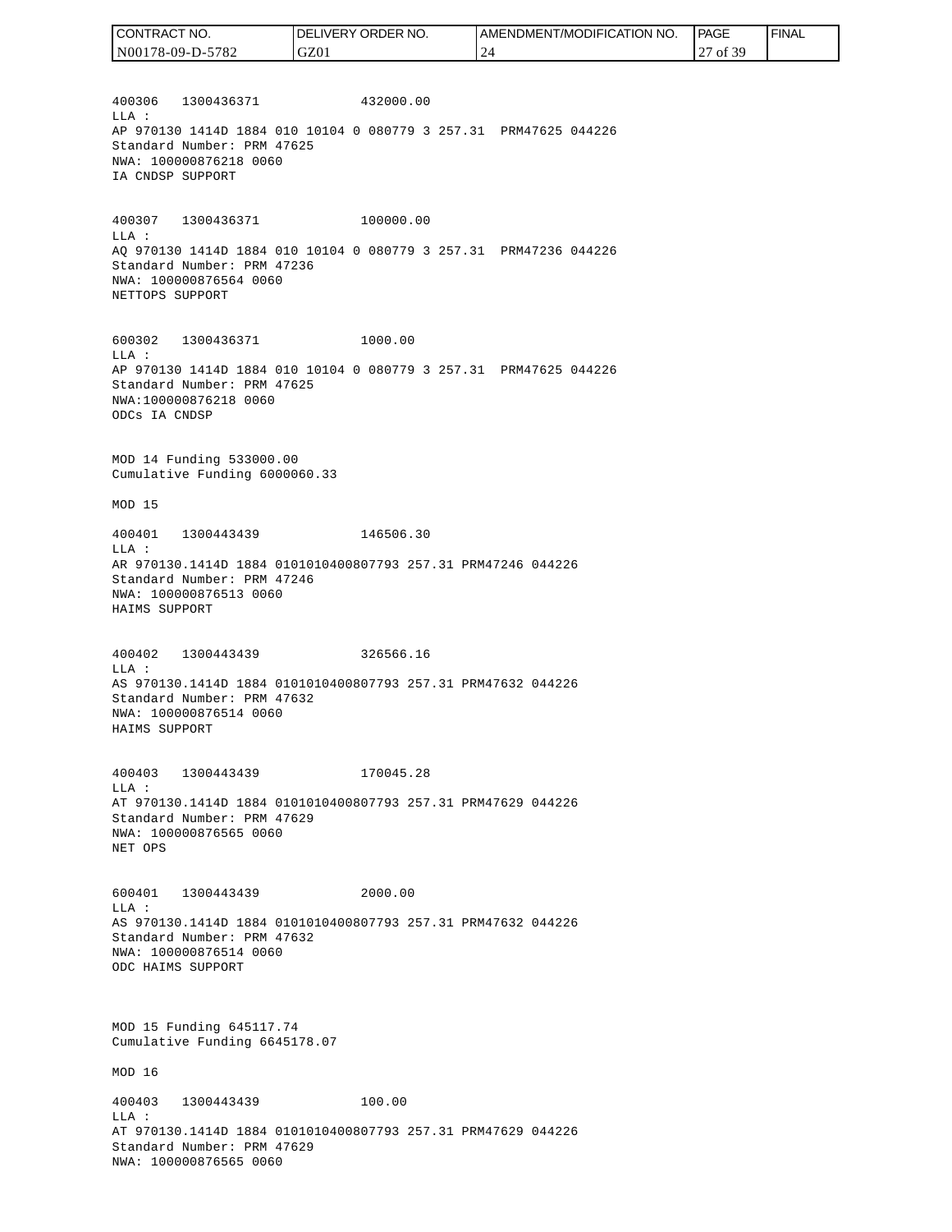400306   1300436371              432000.00
LLA :
AP 970130 1414D 1884 010 10104 0 080779 3 257.31  PRM47625 044226
Standard Number: PRM 47625
NWA: 100000876218 0060
IA CNDSP SUPPORT

400307   1300436371              100000.00
LLA :
AQ 970130 1414D 1884 010 10104 0 080779 3 257.31  PRM47236 044226
Standard Number: PRM 47236
NWA: 100000876564 0060
NETTOPS SUPPORT

600302   1300436371              1000.00
LLA :
AP 970130 1414D 1884 010 10104 0 080779 3 257.31  PRM47625 044226
Standard Number: PRM 47625
NWA:100000876218 0060
ODCs IA CNDSP

MOD 14 Funding 533000.00
Cumulative Funding 6000060.33

MOD 15

400401   1300443439              146506.30
LLA :
AR 970130.1414D 1884 0101010400807793 257.31 PRM47246 044226
Standard Number: PRM 47246
NWA: 100000876513 0060
HAIMS SUPPORT

400402   1300443439              326566.16
LLA :
AS 970130.1414D 1884 0101010400807793 257.31 PRM47632 044226
Standard Number: PRM 47632
NWA: 100000876514 0060
HAIMS SUPPORT

400403   1300443439              170045.28
LLA :
AT 970130.1414D 1884 0101010400807793 257.31 PRM47629 044226
Standard Number: PRM 47629
NWA: 100000876565 0060
NET OPS

600401   1300443439              2000.00
LLA :
AS 970130.1414D 1884 0101010400807793 257.31 PRM47632 044226
Standard Number: PRM 47632
NWA: 100000876514 0060
ODC HAIMS SUPPORT

MOD 15 Funding 645117.74
Cumulative Funding 6645178.07

MOD 16

400403   1300443439              100.00
LLA :
AT 970130.1414D 1884 0101010400807793 257.31 PRM47629 044226
Standard Number: PRM 47629
NWA: 100000876565 0060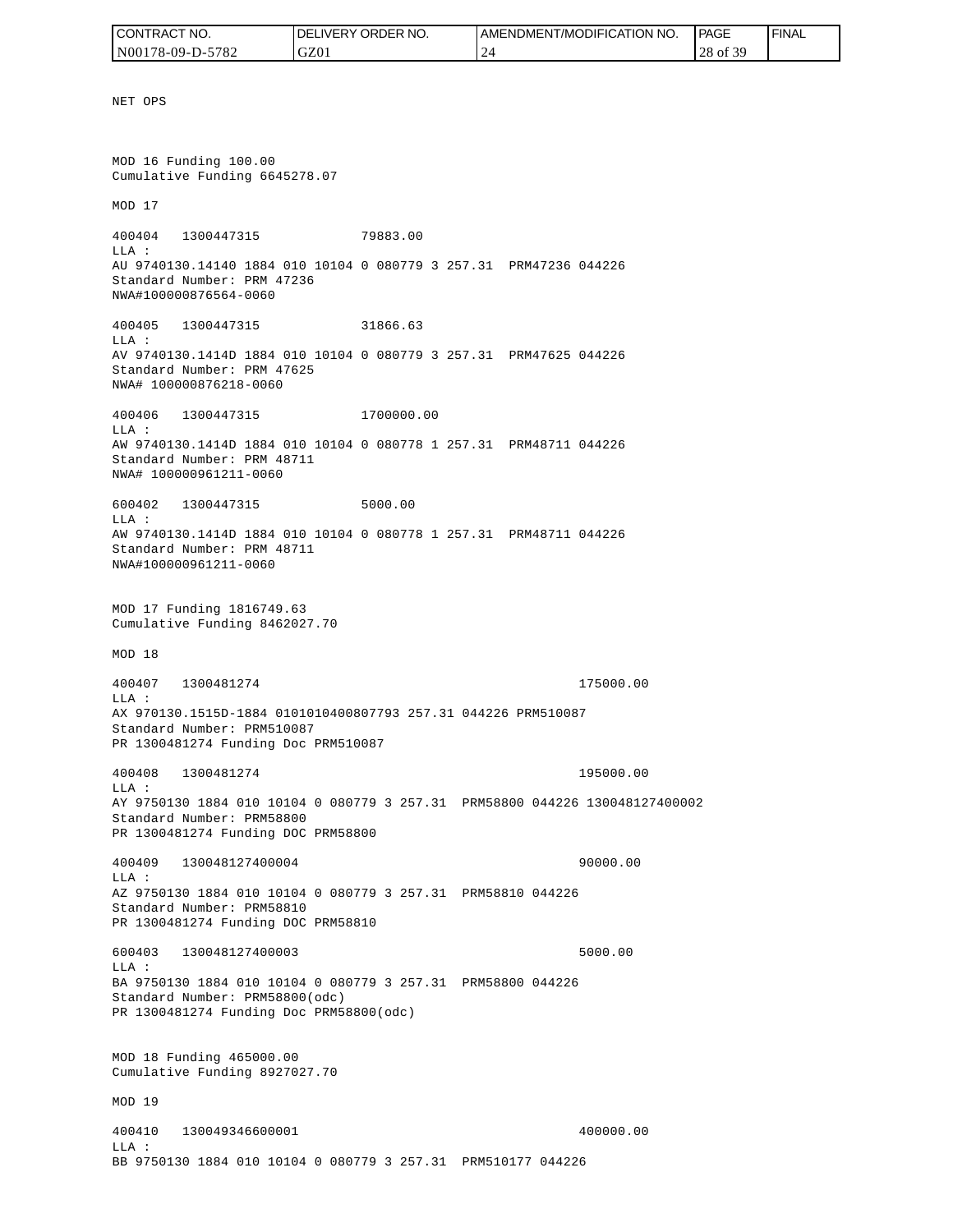NET OPS

MOD 16 Funding 100.00
Cumulative Funding 6645278.07

MOD 17

400404 1300447315 79883.00
LLA :
AU 9740130.14140 1884 010 10104 0 080779 3 257.31 PRM47236 044226
Standard Number: PRM 47236
NWA#100000876564-0060

400405 1300447315 31866.63
LLA :
AV 9740130.1414D 1884 010 10104 0 080779 3 257.31 PRM47625 044226
Standard Number: PRM 47625
NWA# 100000876218-0060

400406 1300447315 1700000.00
LLA :
AW 9740130.1414D 1884 010 10104 0 080778 1 257.31 PRM48711 044226
Standard Number: PRM 48711
NWA# 100000961211-0060

600402 1300447315 5000.00
LLA :
AW 9740130.1414D 1884 010 10104 0 080778 1 257.31 PRM48711 044226
Standard Number: PRM 48711
NWA#100000961211-0060

MOD 17 Funding 1816749.63
Cumulative Funding 8462027.70

MOD 18

400407 1300481274 175000.00
LLA :
AX 970130.1515D-1884 0101010400807793 257.31 044226 PRM510087
Standard Number: PRM510087
PR 1300481274 Funding Doc PRM510087

400408 1300481274 195000.00
LLA :
AY 9750130 1884 010 10104 0 080779 3 257.31 PRM58800 044226 130048127400002
Standard Number: PRM58800
PR 1300481274 Funding DOC PRM58800

400409 130048127400004 90000.00
LLA :
AZ 9750130 1884 010 10104 0 080779 3 257.31 PRM58810 044226
Standard Number: PRM58810
PR 1300481274 Funding DOC PRM58810

600403 130048127400003 5000.00
LLA :
BA 9750130 1884 010 10104 0 080779 3 257.31 PRM58800 044226
Standard Number: PRM58800(odc)
PR 1300481274 Funding Doc PRM58800(odc)

MOD 18 Funding 465000.00
Cumulative Funding 8927027.70

MOD 19

400410 130049346600001 400000.00
LLA :
BB 9750130 1884 010 10104 0 080779 3 257.31 PRM510177 044226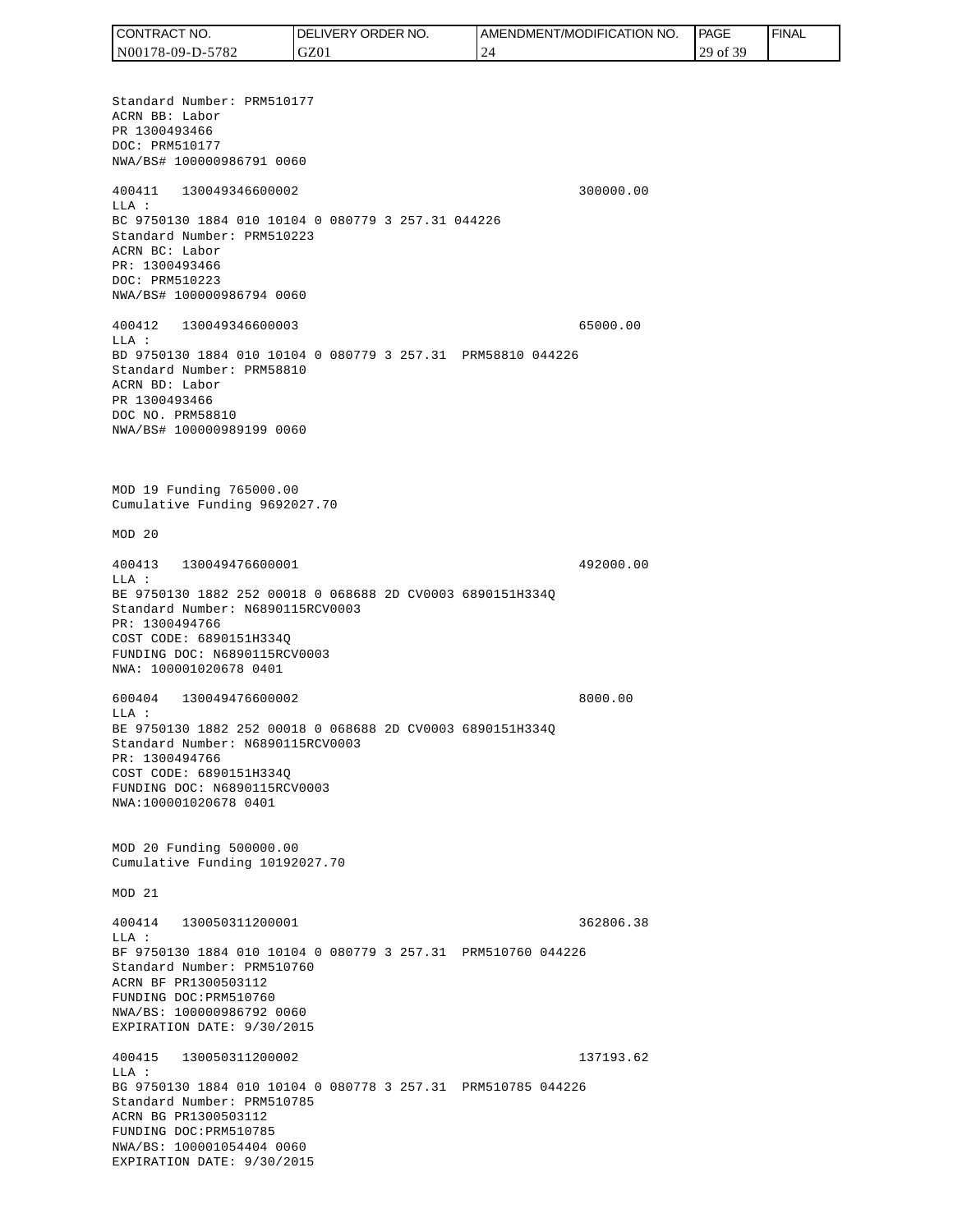Standard Number: PRM510177
ACRN BB: Labor
PR 1300493466
DOC: PRM510177
NWA/BS# 100000986791 0060

400411 130049346600002 300000.00
LLA :
BC 9750130 1884 010 10104 0 080779 3 257.31 044226
Standard Number: PRM510223
ACRN BC: Labor
PR: 1300493466
DOC: PRM510223
NWA/BS# 100000986794 0060

400412 130049346600003 65000.00
LLA :
BD 9750130 1884 010 10104 0 080779 3 257.31 PRM58810 044226
Standard Number: PRM58810
ACRN BD: Labor
PR 1300493466
DOC NO. PRM58810
NWA/BS# 100000989199 0060

MOD 19 Funding 765000.00
Cumulative Funding 9692027.70

MOD 20

400413 130049476600001 492000.00
LLA :
BE 9750130 1882 252 00018 0 068688 2D CV0003 6890151H334Q
Standard Number: N6890115RCV0003
PR: 1300494766
COST CODE: 6890151H334Q
FUNDING DOC: N6890115RCV0003
NWA: 100001020678 0401

600404 130049476600002 8000.00
LLA :
BE 9750130 1882 252 00018 0 068688 2D CV0003 6890151H334Q
Standard Number: N6890115RCV0003
PR: 1300494766
COST CODE: 6890151H334Q
FUNDING DOC: N6890115RCV0003
NWA:100001020678 0401

MOD 20 Funding 500000.00
Cumulative Funding 10192027.70

MOD 21

400414 130050311200001 362806.38
LLA :
BF 9750130 1884 010 10104 0 080779 3 257.31 PRM510760 044226
Standard Number: PRM510760
ACRN BF PR1300503112
FUNDING DOC:PRM510760
NWA/BS: 100000986792 0060
EXPIRATION DATE: 9/30/2015

400415 130050311200002 137193.62
LLA :
BG 9750130 1884 010 10104 0 080778 3 257.31 PRM510785 044226
Standard Number: PRM510785
ACRN BG PR1300503112
FUNDING DOC:PRM510785
NWA/BS: 100001054404 0060
EXPIRATION DATE: 9/30/2015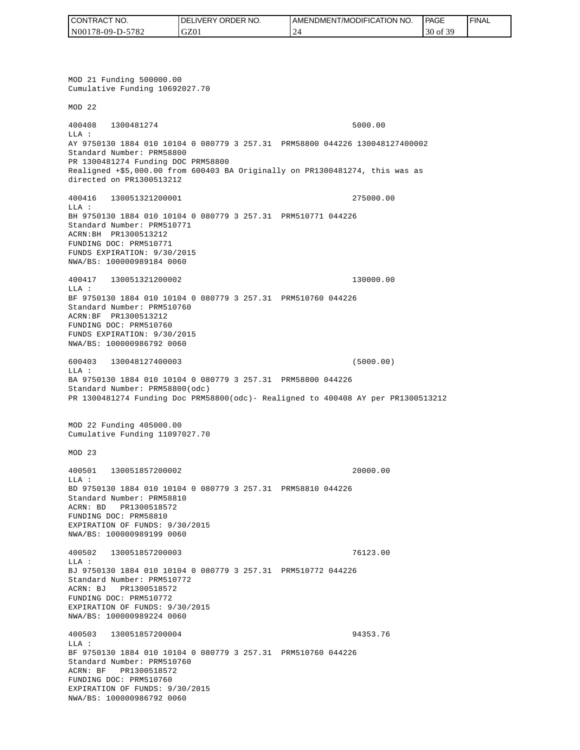MOD 21 Funding 500000.00
Cumulative Funding 10692027.70

MOD 22

400408   1300481274                                    5000.00
LLA :
AY 9750130 1884 010 10104 0 080779 3 257.31  PRM58800 044226 130048127400002
Standard Number: PRM58800
PR 1300481274 Funding DOC PRM58800
Realigned +$5,000.00 from 600403 BA Originally on PR1300481274, this was as directed on PR1300513212

400416   130051321200001                               275000.00
LLA :
BH 9750130 1884 010 10104 0 080779 3 257.31  PRM510771 044226
Standard Number: PRM510771
ACRN:BH  PR1300513212
FUNDING DOC: PRM510771
FUNDS EXPIRATION: 9/30/2015
NWA/BS: 100000989184 0060

400417   130051321200002                               130000.00
LLA :
BF 9750130 1884 010 10104 0 080779 3 257.31  PRM510760 044226
Standard Number: PRM510760
ACRN:BF  PR1300513212
FUNDING DOC: PRM510760
FUNDS EXPIRATION: 9/30/2015
NWA/BS: 100000986792 0060

600403   130048127400003                               (5000.00)
LLA :
BA 9750130 1884 010 10104 0 080779 3 257.31  PRM58800 044226
Standard Number: PRM58800(odc)
PR 1300481274 Funding Doc PRM58800(odc)- Realigned to 400408 AY per PR1300513212

MOD 22 Funding 405000.00
Cumulative Funding 11097027.70

MOD 23

400501   130051857200002                               20000.00
LLA :
BD 9750130 1884 010 10104 0 080779 3 257.31  PRM58810 044226
Standard Number: PRM58810
ACRN: BD   PR1300518572
FUNDING DOC: PRM58810
EXPIRATION OF FUNDS: 9/30/2015
NWA/BS: 100000989199 0060

400502   130051857200003                               76123.00
LLA :
BJ 9750130 1884 010 10104 0 080779 3 257.31  PRM510772 044226
Standard Number: PRM510772
ACRN: BJ   PR1300518572
FUNDING DOC: PRM510772
EXPIRATION OF FUNDS: 9/30/2015
NWA/BS: 100000989224 0060

400503   130051857200004                               94353.76
LLA :
BF 9750130 1884 010 10104 0 080779 3 257.31  PRM510760 044226
Standard Number: PRM510760
ACRN: BF   PR1300518572
FUNDING DOC: PRM510760
EXPIRATION OF FUNDS: 9/30/2015
NWA/BS: 100000986792 0060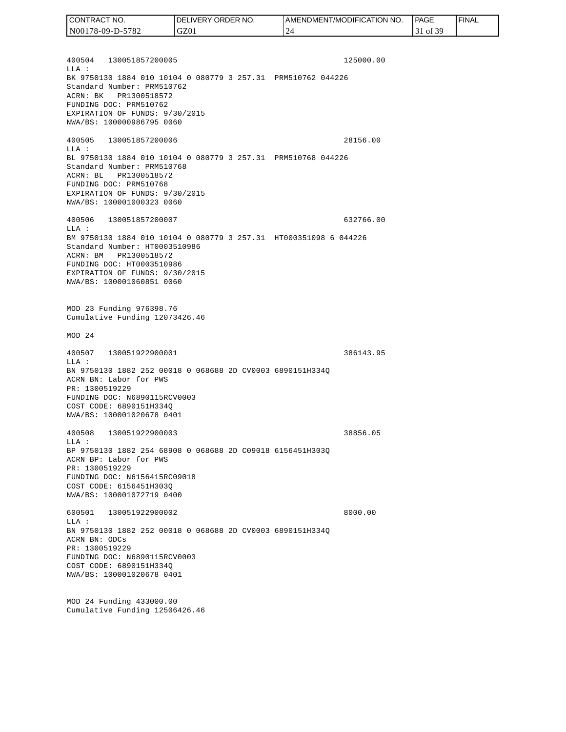| CONTRACT NO. | DELIVERY ORDER NO. | AMENDMENT/MODIFICATION NO. | PAGE | FINAL |
| --- | --- | --- | --- | --- |
| N00178-09-D-5782 | GZ01 | 24 | 31 of 39 | |

```
400504   130051857200005                                    125000.00
LLA :
BK 9750130 1884 010 10104 0 080779 3 257.31  PRM510762 044226
Standard Number: PRM510762
ACRN: BK   PR1300518572
FUNDING DOC: PRM510762
EXPIRATION OF FUNDS: 9/30/2015
NWA/BS: 100000986795 0060

400505   130051857200006                                    28156.00
LLA :
BL 9750130 1884 010 10104 0 080779 3 257.31  PRM510768 044226
Standard Number: PRM510768
ACRN: BL   PR1300518572
FUNDING DOC: PRM510768
EXPIRATION OF FUNDS: 9/30/2015
NWA/BS: 100001000323 0060

400506   130051857200007                                    632766.00
LLA :
BM 9750130 1884 010 10104 0 080779 3 257.31  HT000351098 6 044226
Standard Number: HT0003510986
ACRN: BM   PR1300518572
FUNDING DOC: HT0003510986
EXPIRATION OF FUNDS: 9/30/2015
NWA/BS: 100001060851 0060


MOD 23 Funding 976398.76
Cumulative Funding 12073426.46

MOD 24

400507   130051922900001                                    386143.95
LLA :
BN 9750130 1882 252 00018 0 068688 2D CV0003 6890151H334Q
ACRN BN: Labor for PWS
PR: 1300519229
FUNDING DOC: N6890115RCV0003
COST CODE: 6890151H334Q
NWA/BS: 100001020678 0401

400508   130051922900003                                    38856.05
LLA :
BP 9750130 1882 254 68908 0 068688 2D C09018 6156451H303Q
ACRN BP: Labor for PWS
PR: 1300519229
FUNDING DOC: N6156415RC09018
COST CODE: 6156451H303Q
NWA/BS: 100001072719 0400

600501   130051922900002                                    8000.00
LLA :
BN 9750130 1882 252 00018 0 068688 2D CV0003 6890151H334Q
ACRN BN: ODCs
PR: 1300519229
FUNDING DOC: N6890115RCV0003
COST CODE: 6890151H334Q
NWA/BS: 100001020678 0401


MOD 24 Funding 433000.00
Cumulative Funding 12506426.46
```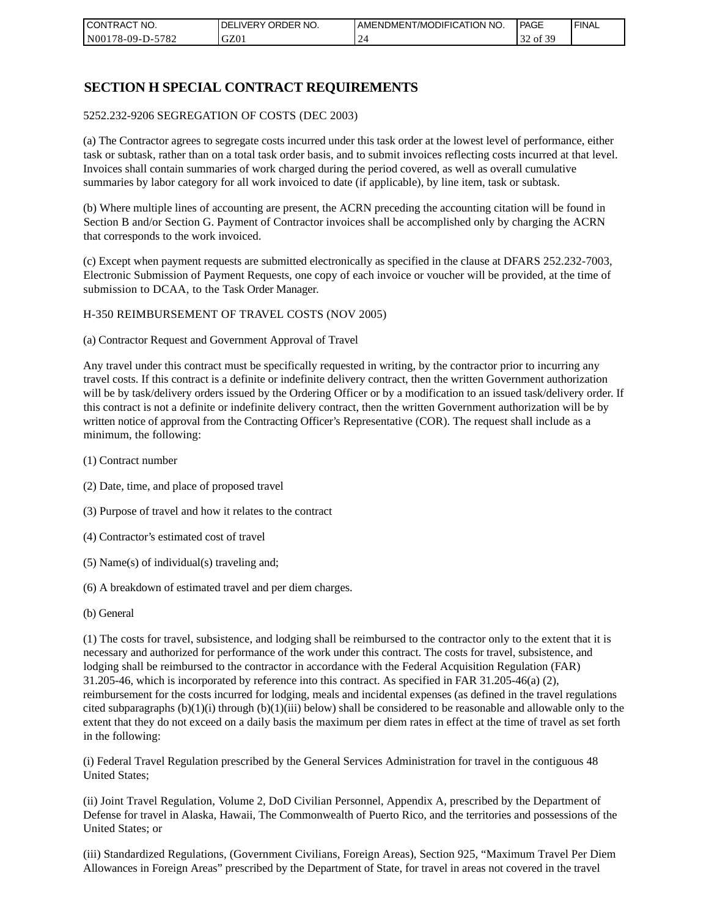# SECTION H SPECIAL CONTRACT REQUIREMENTS

5252.232-9206 SEGREGATION OF COSTS (DEC 2003)

(a) The Contractor agrees to segregate costs incurred under this task order at the lowest level of performance, either task or subtask, rather than on a total task order basis, and to submit invoices reflecting costs incurred at that level. Invoices shall contain summaries of work charged during the period covered, as well as overall cumulative summaries by labor category for all work invoiced to date (if applicable), by line item, task or subtask.

(b) Where multiple lines of accounting are present, the ACRN preceding the accounting citation will be found in Section B and/or Section G. Payment of Contractor invoices shall be accomplished only by charging the ACRN that corresponds to the work invoiced.

(c) Except when payment requests are submitted electronically as specified in the clause at DFARS 252.232-7003, Electronic Submission of Payment Requests, one copy of each invoice or voucher will be provided, at the time of submission to DCAA, to the Task Order Manager.

H-350 REIMBURSEMENT OF TRAVEL COSTS (NOV 2005)

(a) Contractor Request and Government Approval of Travel

Any travel under this contract must be specifically requested in writing, by the contractor prior to incurring any travel costs. If this contract is a definite or indefinite delivery contract, then the written Government authorization will be by task/delivery orders issued by the Ordering Officer or by a modification to an issued task/delivery order. If this contract is not a definite or indefinite delivery contract, then the written Government authorization will be by written notice of approval from the Contracting Officer's Representative (COR). The request shall include as a minimum, the following:

(1) Contract number

(2) Date, time, and place of proposed travel

(3) Purpose of travel and how it relates to the contract

(4) Contractor's estimated cost of travel

(5) Name(s) of individual(s) traveling and;

(6) A breakdown of estimated travel and per diem charges.

(b) General

(1) The costs for travel, subsistence, and lodging shall be reimbursed to the contractor only to the extent that it is necessary and authorized for performance of the work under this contract. The costs for travel, subsistence, and lodging shall be reimbursed to the contractor in accordance with the Federal Acquisition Regulation (FAR) 31.205-46, which is incorporated by reference into this contract. As specified in FAR 31.205-46(a) (2), reimbursement for the costs incurred for lodging, meals and incidental expenses (as defined in the travel regulations cited subparagraphs (b)(1)(i) through (b)(1)(iii) below) shall be considered to be reasonable and allowable only to the extent that they do not exceed on a daily basis the maximum per diem rates in effect at the time of travel as set forth in the following:

(i) Federal Travel Regulation prescribed by the General Services Administration for travel in the contiguous 48 United States;

(ii) Joint Travel Regulation, Volume 2, DoD Civilian Personnel, Appendix A, prescribed by the Department of Defense for travel in Alaska, Hawaii, The Commonwealth of Puerto Rico, and the territories and possessions of the United States; or

(iii) Standardized Regulations, (Government Civilians, Foreign Areas), Section 925, "Maximum Travel Per Diem Allowances in Foreign Areas" prescribed by the Department of State, for travel in areas not covered in the travel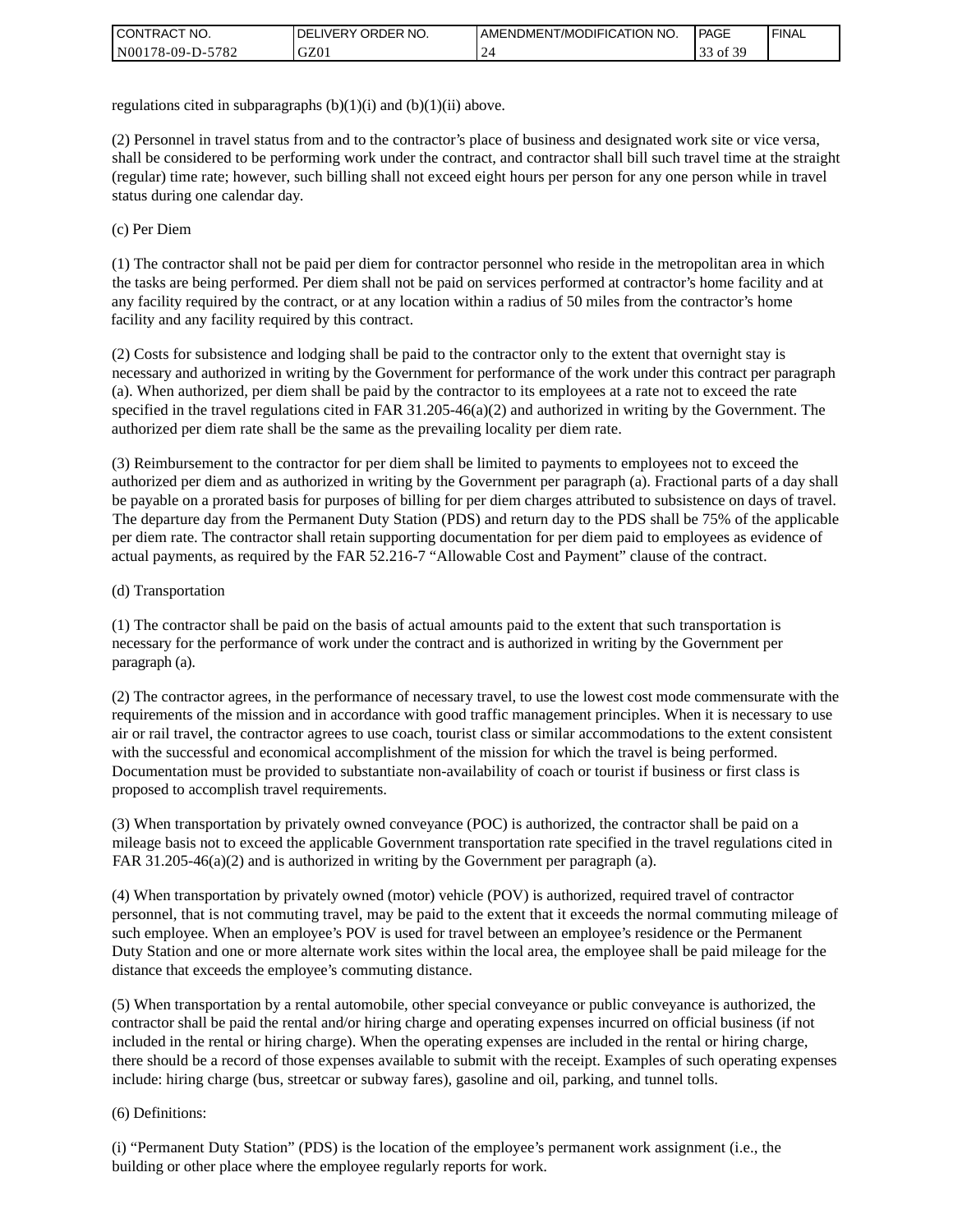regulations cited in subparagraphs (b)(1)(i) and (b)(1)(ii) above.

(2) Personnel in travel status from and to the contractor's place of business and designated work site or vice versa, shall be considered to be performing work under the contract, and contractor shall bill such travel time at the straight (regular) time rate; however, such billing shall not exceed eight hours per person for any one person while in travel status during one calendar day.

(c) Per Diem

(1) The contractor shall not be paid per diem for contractor personnel who reside in the metropolitan area in which the tasks are being performed. Per diem shall not be paid on services performed at contractor's home facility and at any facility required by the contract, or at any location within a radius of 50 miles from the contractor's home facility and any facility required by this contract.

(2) Costs for subsistence and lodging shall be paid to the contractor only to the extent that overnight stay is necessary and authorized in writing by the Government for performance of the work under this contract per paragraph (a). When authorized, per diem shall be paid by the contractor to its employees at a rate not to exceed the rate specified in the travel regulations cited in FAR 31.205-46(a)(2) and authorized in writing by the Government. The authorized per diem rate shall be the same as the prevailing locality per diem rate.

(3) Reimbursement to the contractor for per diem shall be limited to payments to employees not to exceed the authorized per diem and as authorized in writing by the Government per paragraph (a). Fractional parts of a day shall be payable on a prorated basis for purposes of billing for per diem charges attributed to subsistence on days of travel. The departure day from the Permanent Duty Station (PDS) and return day to the PDS shall be 75% of the applicable per diem rate. The contractor shall retain supporting documentation for per diem paid to employees as evidence of actual payments, as required by the FAR 52.216-7 "Allowable Cost and Payment" clause of the contract.

(d) Transportation

(1) The contractor shall be paid on the basis of actual amounts paid to the extent that such transportation is necessary for the performance of work under the contract and is authorized in writing by the Government per paragraph (a).

(2) The contractor agrees, in the performance of necessary travel, to use the lowest cost mode commensurate with the requirements of the mission and in accordance with good traffic management principles. When it is necessary to use air or rail travel, the contractor agrees to use coach, tourist class or similar accommodations to the extent consistent with the successful and economical accomplishment of the mission for which the travel is being performed. Documentation must be provided to substantiate non-availability of coach or tourist if business or first class is proposed to accomplish travel requirements.

(3) When transportation by privately owned conveyance (POC) is authorized, the contractor shall be paid on a mileage basis not to exceed the applicable Government transportation rate specified in the travel regulations cited in FAR 31.205-46(a)(2) and is authorized in writing by the Government per paragraph (a).

(4) When transportation by privately owned (motor) vehicle (POV) is authorized, required travel of contractor personnel, that is not commuting travel, may be paid to the extent that it exceeds the normal commuting mileage of such employee. When an employee's POV is used for travel between an employee's residence or the Permanent Duty Station and one or more alternate work sites within the local area, the employee shall be paid mileage for the distance that exceeds the employee's commuting distance.

(5) When transportation by a rental automobile, other special conveyance or public conveyance is authorized, the contractor shall be paid the rental and/or hiring charge and operating expenses incurred on official business (if not included in the rental or hiring charge). When the operating expenses are included in the rental or hiring charge, there should be a record of those expenses available to submit with the receipt. Examples of such operating expenses include: hiring charge (bus, streetcar or subway fares), gasoline and oil, parking, and tunnel tolls.

(6) Definitions:

(i) "Permanent Duty Station" (PDS) is the location of the employee's permanent work assignment (i.e., the building or other place where the employee regularly reports for work.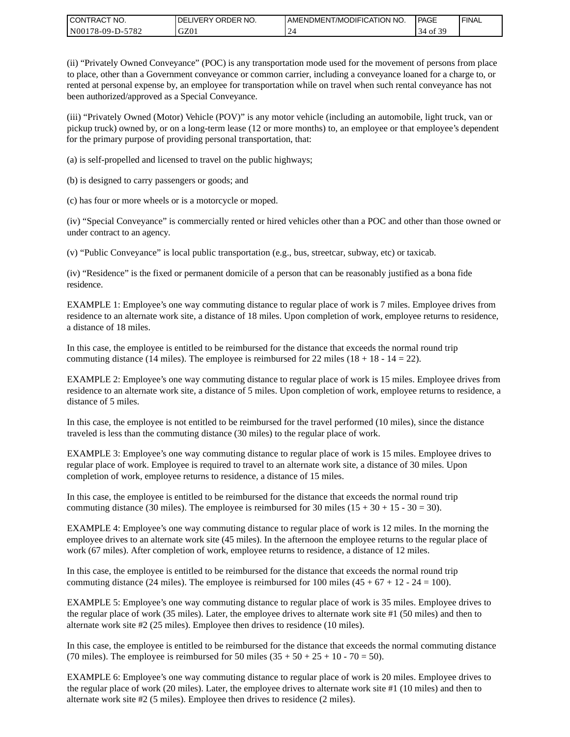(ii) “Privately Owned Conveyance” (POC) is any transportation mode used for the movement of persons from place to place, other than a Government conveyance or common carrier, including a conveyance loaned for a charge to, or rented at personal expense by, an employee for transportation while on travel when such rental conveyance has not been authorized/approved as a Special Conveyance.

(iii) “Privately Owned (Motor) Vehicle (POV)” is any motor vehicle (including an automobile, light truck, van or pickup truck) owned by, or on a long-term lease (12 or more months) to, an employee or that employee’s dependent for the primary purpose of providing personal transportation, that:

(a) is self-propelled and licensed to travel on the public highways;

(b) is designed to carry passengers or goods; and

(c) has four or more wheels or is a motorcycle or moped.

(iv) “Special Conveyance” is commercially rented or hired vehicles other than a POC and other than those owned or under contract to an agency.

(v) “Public Conveyance” is local public transportation (e.g., bus, streetcar, subway, etc) or taxicab.

(iv) “Residence” is the fixed or permanent domicile of a person that can be reasonably justified as a bona fide residence.

EXAMPLE 1: Employee’s one way commuting distance to regular place of work is 7 miles. Employee drives from residence to an alternate work site, a distance of 18 miles. Upon completion of work, employee returns to residence, a distance of 18 miles.

In this case, the employee is entitled to be reimbursed for the distance that exceeds the normal round trip commuting distance (14 miles). The employee is reimbursed for 22 miles (18 + 18 - 14 = 22).

EXAMPLE 2: Employee’s one way commuting distance to regular place of work is 15 miles. Employee drives from residence to an alternate work site, a distance of 5 miles. Upon completion of work, employee returns to residence, a distance of 5 miles.

In this case, the employee is not entitled to be reimbursed for the travel performed (10 miles), since the distance traveled is less than the commuting distance (30 miles) to the regular place of work.

EXAMPLE 3: Employee’s one way commuting distance to regular place of work is 15 miles. Employee drives to regular place of work. Employee is required to travel to an alternate work site, a distance of 30 miles. Upon completion of work, employee returns to residence, a distance of 15 miles.

In this case, the employee is entitled to be reimbursed for the distance that exceeds the normal round trip commuting distance (30 miles). The employee is reimbursed for 30 miles (15 + 30 + 15 - 30 = 30).

EXAMPLE 4: Employee’s one way commuting distance to regular place of work is 12 miles. In the morning the employee drives to an alternate work site (45 miles). In the afternoon the employee returns to the regular place of work (67 miles). After completion of work, employee returns to residence, a distance of 12 miles.

In this case, the employee is entitled to be reimbursed for the distance that exceeds the normal round trip commuting distance (24 miles). The employee is reimbursed for 100 miles (45 + 67 + 12 - 24 = 100).

EXAMPLE 5: Employee’s one way commuting distance to regular place of work is 35 miles. Employee drives to the regular place of work (35 miles). Later, the employee drives to alternate work site #1 (50 miles) and then to alternate work site #2 (25 miles). Employee then drives to residence (10 miles).

In this case, the employee is entitled to be reimbursed for the distance that exceeds the normal commuting distance (70 miles). The employee is reimbursed for 50 miles (35 + 50 + 25 + 10 - 70 = 50).

EXAMPLE 6: Employee’s one way commuting distance to regular place of work is 20 miles. Employee drives to the regular place of work (20 miles). Later, the employee drives to alternate work site #1 (10 miles) and then to alternate work site #2 (5 miles). Employee then drives to residence (2 miles).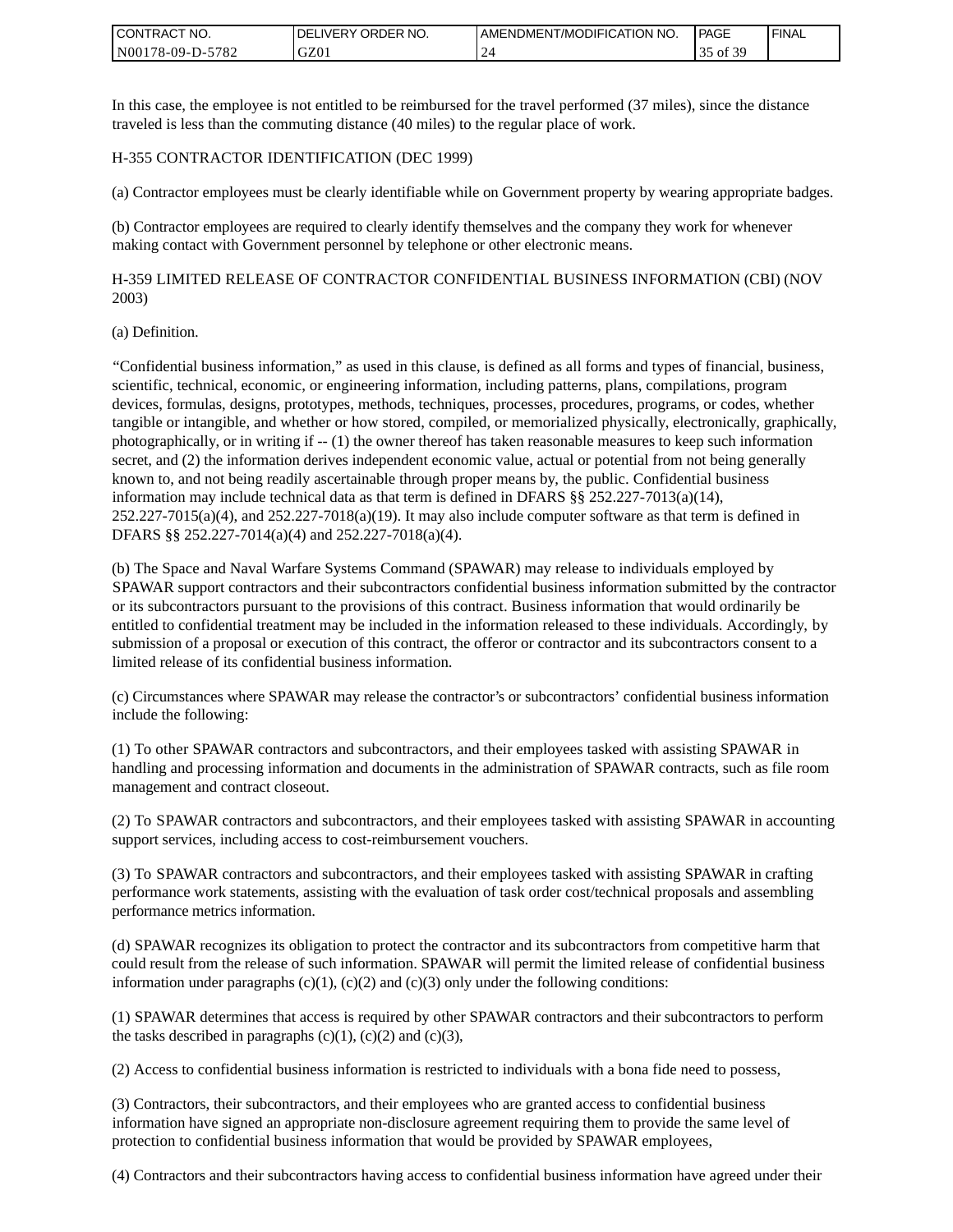In this case, the employee is not entitled to be reimbursed for the travel performed (37 miles), since the distance traveled is less than the commuting distance (40 miles) to the regular place of work.

H-355 CONTRACTOR IDENTIFICATION (DEC 1999)

(a) Contractor employees must be clearly identifiable while on Government property by wearing appropriate badges.

(b) Contractor employees are required to clearly identify themselves and the company they work for whenever making contact with Government personnel by telephone or other electronic means.

H-359 LIMITED RELEASE OF CONTRACTOR CONFIDENTIAL BUSINESS INFORMATION (CBI) (NOV 2003)

(a) Definition.

"Confidential business information," as used in this clause, is defined as all forms and types of financial, business, scientific, technical, economic, or engineering information, including patterns, plans, compilations, program devices, formulas, designs, prototypes, methods, techniques, processes, procedures, programs, or codes, whether tangible or intangible, and whether or how stored, compiled, or memorialized physically, electronically, graphically, photographically, or in writing if -- (1) the owner thereof has taken reasonable measures to keep such information secret, and (2) the information derives independent economic value, actual or potential from not being generally known to, and not being readily ascertainable through proper means by, the public. Confidential business information may include technical data as that term is defined in DFARS §§ 252.227-7013(a)(14), 252.227-7015(a)(4), and 252.227-7018(a)(19). It may also include computer software as that term is defined in DFARS §§ 252.227-7014(a)(4) and 252.227-7018(a)(4).

(b) The Space and Naval Warfare Systems Command (SPAWAR) may release to individuals employed by SPAWAR support contractors and their subcontractors confidential business information submitted by the contractor or its subcontractors pursuant to the provisions of this contract. Business information that would ordinarily be entitled to confidential treatment may be included in the information released to these individuals. Accordingly, by submission of a proposal or execution of this contract, the offeror or contractor and its subcontractors consent to a limited release of its confidential business information.

(c) Circumstances where SPAWAR may release the contractor's or subcontractors' confidential business information include the following:

(1) To other SPAWAR contractors and subcontractors, and their employees tasked with assisting SPAWAR in handling and processing information and documents in the administration of SPAWAR contracts, such as file room management and contract closeout.

(2) To SPAWAR contractors and subcontractors, and their employees tasked with assisting SPAWAR in accounting support services, including access to cost-reimbursement vouchers.

(3) To SPAWAR contractors and subcontractors, and their employees tasked with assisting SPAWAR in crafting performance work statements, assisting with the evaluation of task order cost/technical proposals and assembling performance metrics information.

(d) SPAWAR recognizes its obligation to protect the contractor and its subcontractors from competitive harm that could result from the release of such information. SPAWAR will permit the limited release of confidential business information under paragraphs (c)(1), (c)(2) and (c)(3) only under the following conditions:

(1) SPAWAR determines that access is required by other SPAWAR contractors and their subcontractors to perform the tasks described in paragraphs (c)(1), (c)(2) and (c)(3),

(2) Access to confidential business information is restricted to individuals with a bona fide need to possess,

(3) Contractors, their subcontractors, and their employees who are granted access to confidential business information have signed an appropriate non-disclosure agreement requiring them to provide the same level of protection to confidential business information that would be provided by SPAWAR employees,

(4) Contractors and their subcontractors having access to confidential business information have agreed under their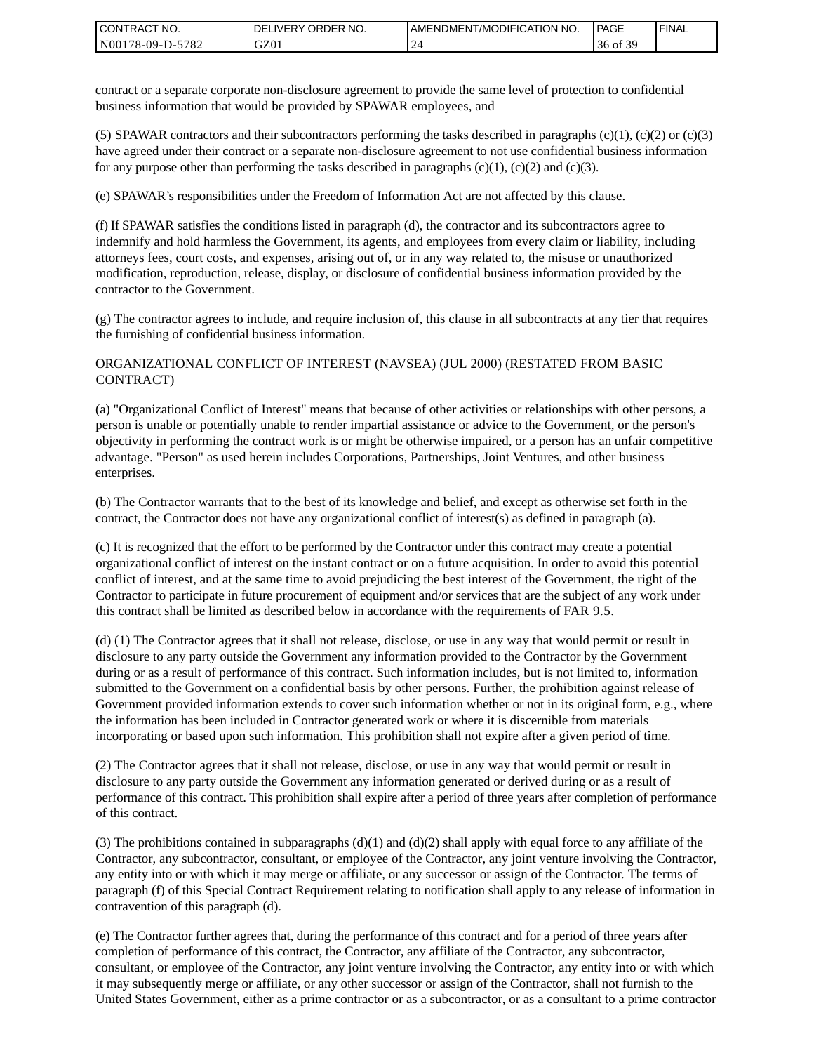contract or a separate corporate non-disclosure agreement to provide the same level of protection to confidential business information that would be provided by SPAWAR employees, and

(5) SPAWAR contractors and their subcontractors performing the tasks described in paragraphs (c)(1), (c)(2) or (c)(3) have agreed under their contract or a separate non-disclosure agreement to not use confidential business information for any purpose other than performing the tasks described in paragraphs (c)(1), (c)(2) and (c)(3).

(e) SPAWAR's responsibilities under the Freedom of Information Act are not affected by this clause.

(f) If SPAWAR satisfies the conditions listed in paragraph (d), the contractor and its subcontractors agree to indemnify and hold harmless the Government, its agents, and employees from every claim or liability, including attorneys fees, court costs, and expenses, arising out of, or in any way related to, the misuse or unauthorized modification, reproduction, release, display, or disclosure of confidential business information provided by the contractor to the Government.

(g) The contractor agrees to include, and require inclusion of, this clause in all subcontracts at any tier that requires the furnishing of confidential business information.

ORGANIZATIONAL CONFLICT OF INTEREST (NAVSEA) (JUL 2000) (RESTATED FROM BASIC CONTRACT)

(a) "Organizational Conflict of Interest" means that because of other activities or relationships with other persons, a person is unable or potentially unable to render impartial assistance or advice to the Government, or the person's objectivity in performing the contract work is or might be otherwise impaired, or a person has an unfair competitive advantage. "Person" as used herein includes Corporations, Partnerships, Joint Ventures, and other business enterprises.

(b) The Contractor warrants that to the best of its knowledge and belief, and except as otherwise set forth in the contract, the Contractor does not have any organizational conflict of interest(s) as defined in paragraph (a).

(c) It is recognized that the effort to be performed by the Contractor under this contract may create a potential organizational conflict of interest on the instant contract or on a future acquisition. In order to avoid this potential conflict of interest, and at the same time to avoid prejudicing the best interest of the Government, the right of the Contractor to participate in future procurement of equipment and/or services that are the subject of any work under this contract shall be limited as described below in accordance with the requirements of FAR 9.5.

(d) (1) The Contractor agrees that it shall not release, disclose, or use in any way that would permit or result in disclosure to any party outside the Government any information provided to the Contractor by the Government during or as a result of performance of this contract. Such information includes, but is not limited to, information submitted to the Government on a confidential basis by other persons. Further, the prohibition against release of Government provided information extends to cover such information whether or not in its original form, e.g., where the information has been included in Contractor generated work or where it is discernible from materials incorporating or based upon such information. This prohibition shall not expire after a given period of time.

(2) The Contractor agrees that it shall not release, disclose, or use in any way that would permit or result in disclosure to any party outside the Government any information generated or derived during or as a result of performance of this contract. This prohibition shall expire after a period of three years after completion of performance of this contract.

(3) The prohibitions contained in subparagraphs (d)(1) and (d)(2) shall apply with equal force to any affiliate of the Contractor, any subcontractor, consultant, or employee of the Contractor, any joint venture involving the Contractor, any entity into or with which it may merge or affiliate, or any successor or assign of the Contractor. The terms of paragraph (f) of this Special Contract Requirement relating to notification shall apply to any release of information in contravention of this paragraph (d).

(e) The Contractor further agrees that, during the performance of this contract and for a period of three years after completion of performance of this contract, the Contractor, any affiliate of the Contractor, any subcontractor, consultant, or employee of the Contractor, any joint venture involving the Contractor, any entity into or with which it may subsequently merge or affiliate, or any other successor or assign of the Contractor, shall not furnish to the United States Government, either as a prime contractor or as a subcontractor, or as a consultant to a prime contractor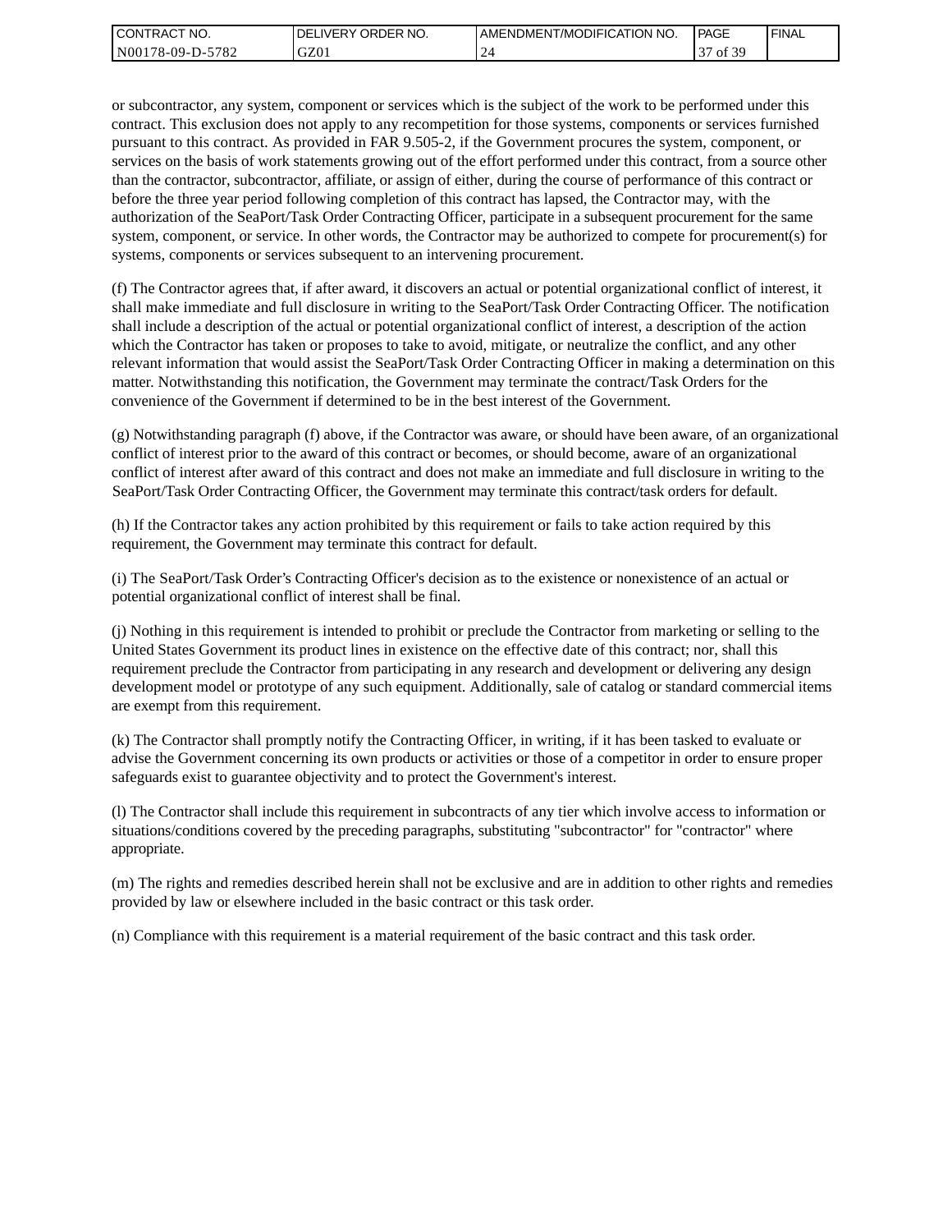or subcontractor, any system, component or services which is the subject of the work to be performed under this contract. This exclusion does not apply to any recompetition for those systems, components or services furnished pursuant to this contract. As provided in FAR 9.505-2, if the Government procures the system, component, or services on the basis of work statements growing out of the effort performed under this contract, from a source other than the contractor, subcontractor, affiliate, or assign of either, during the course of performance of this contract or before the three year period following completion of this contract has lapsed, the Contractor may, with the authorization of the SeaPort/Task Order Contracting Officer, participate in a subsequent procurement for the same system, component, or service. In other words, the Contractor may be authorized to compete for procurement(s) for systems, components or services subsequent to an intervening procurement.

(f) The Contractor agrees that, if after award, it discovers an actual or potential organizational conflict of interest, it shall make immediate and full disclosure in writing to the SeaPort/Task Order Contracting Officer. The notification shall include a description of the actual or potential organizational conflict of interest, a description of the action which the Contractor has taken or proposes to take to avoid, mitigate, or neutralize the conflict, and any other relevant information that would assist the SeaPort/Task Order Contracting Officer in making a determination on this matter. Notwithstanding this notification, the Government may terminate the contract/Task Orders for the convenience of the Government if determined to be in the best interest of the Government.

(g) Notwithstanding paragraph (f) above, if the Contractor was aware, or should have been aware, of an organizational conflict of interest prior to the award of this contract or becomes, or should become, aware of an organizational conflict of interest after award of this contract and does not make an immediate and full disclosure in writing to the SeaPort/Task Order Contracting Officer, the Government may terminate this contract/task orders for default.

(h) If the Contractor takes any action prohibited by this requirement or fails to take action required by this requirement, the Government may terminate this contract for default.

(i) The SeaPort/Task Order's Contracting Officer's decision as to the existence or nonexistence of an actual or potential organizational conflict of interest shall be final.

(j) Nothing in this requirement is intended to prohibit or preclude the Contractor from marketing or selling to the United States Government its product lines in existence on the effective date of this contract; nor, shall this requirement preclude the Contractor from participating in any research and development or delivering any design development model or prototype of any such equipment. Additionally, sale of catalog or standard commercial items are exempt from this requirement.

(k) The Contractor shall promptly notify the Contracting Officer, in writing, if it has been tasked to evaluate or advise the Government concerning its own products or activities or those of a competitor in order to ensure proper safeguards exist to guarantee objectivity and to protect the Government's interest.

(l) The Contractor shall include this requirement in subcontracts of any tier which involve access to information or situations/conditions covered by the preceding paragraphs, substituting "subcontractor" for "contractor" where appropriate.

(m) The rights and remedies described herein shall not be exclusive and are in addition to other rights and remedies provided by law or elsewhere included in the basic contract or this task order.

(n) Compliance with this requirement is a material requirement of the basic contract and this task order.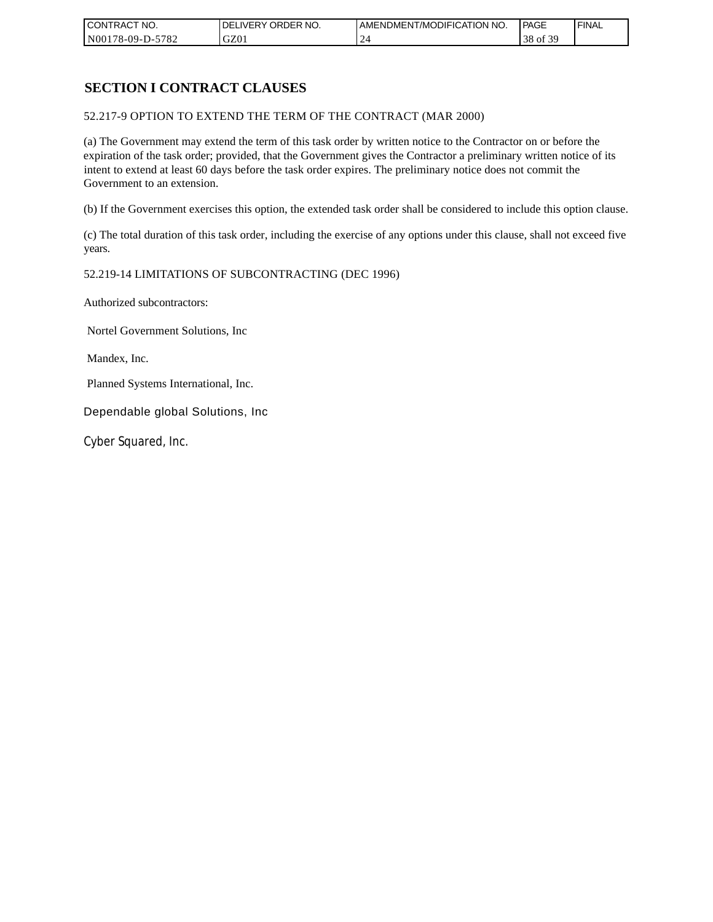## SECTION I CONTRACT CLAUSES

52.217-9 OPTION TO EXTEND THE TERM OF THE CONTRACT (MAR 2000)

(a) The Government may extend the term of this task order by written notice to the Contractor on or before the expiration of the task order; provided, that the Government gives the Contractor a preliminary written notice of its intent to extend at least 60 days before the task order expires. The preliminary notice does not commit the Government to an extension.

(b) If the Government exercises this option, the extended task order shall be considered to include this option clause.

(c) The total duration of this task order, including the exercise of any options under this clause, shall not exceed five years.

52.219-14 LIMITATIONS OF SUBCONTRACTING (DEC 1996)

Authorized subcontractors:

Nortel Government Solutions, Inc

Mandex, Inc.

Planned Systems International, Inc.

Dependable global Solutions, Inc

Cyber Squared, Inc.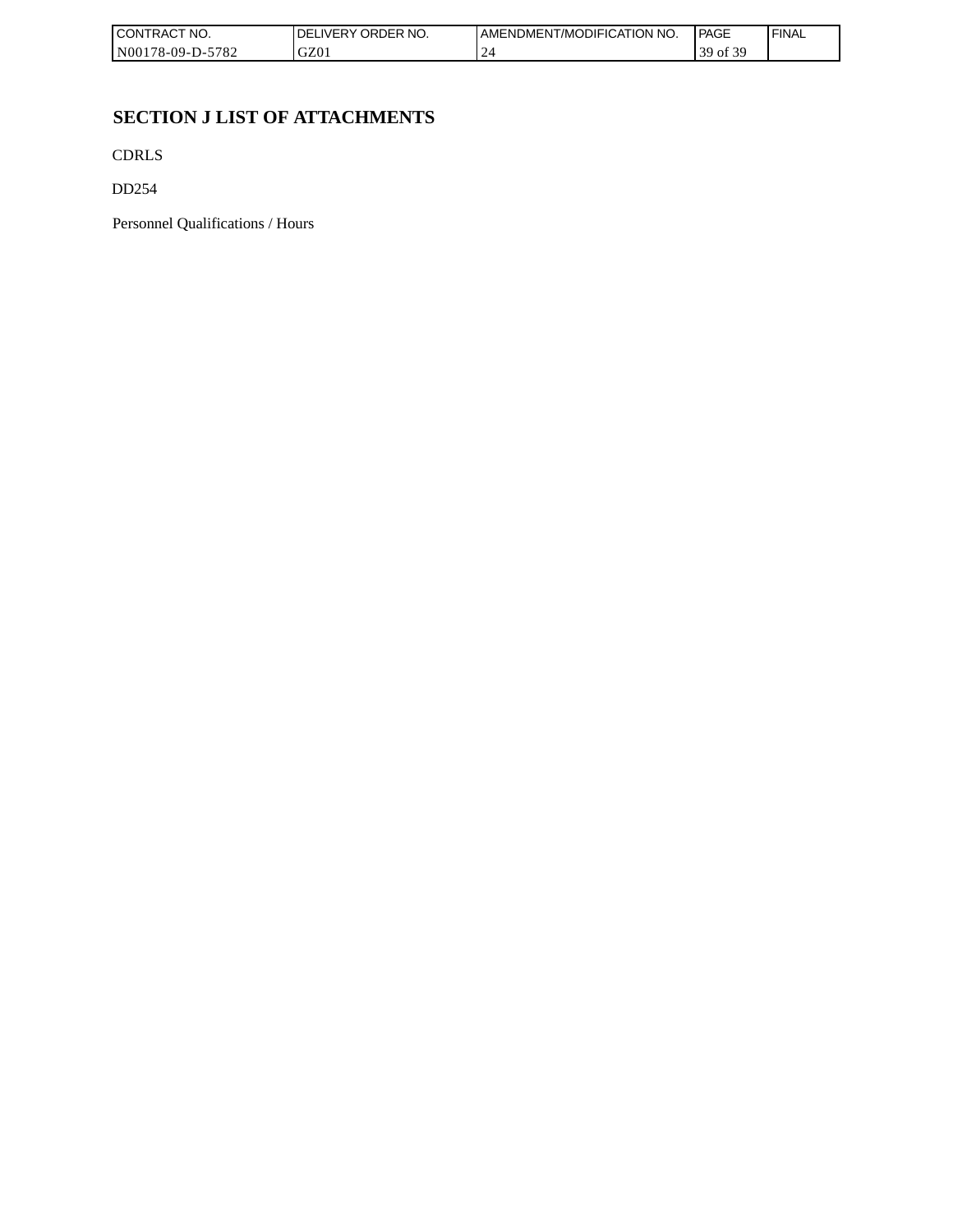## SECTION J LIST OF ATTACHMENTS

CDRLS

DD254

Personnel Qualifications / Hours